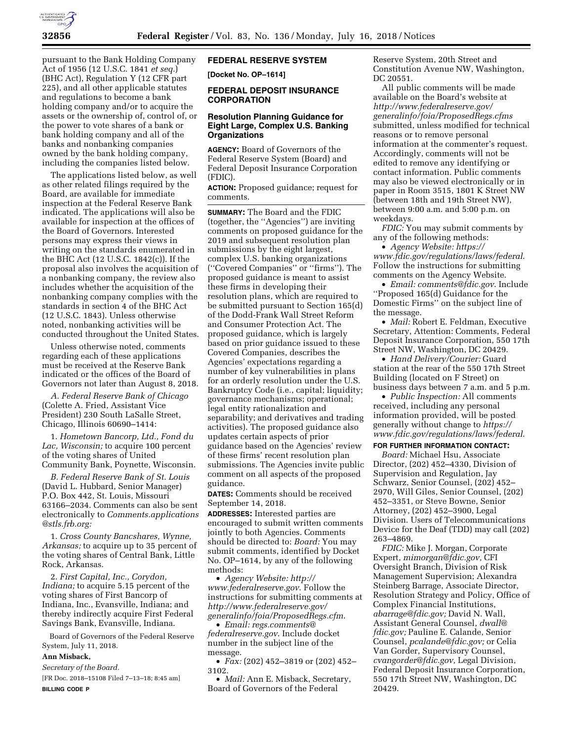pursuant to the Bank Holding Company Act of 1956 (12 U.S.C. 1841 *et seq.*) (BHC Act), Regulation Y (12 CFR part 225), and all other applicable statutes and regulations to become a bank holding company and/or to acquire the assets or the ownership of, control of, or the power to vote shares of a bank or bank holding company and all of the banks and nonbanking companies owned by the bank holding company, including the companies listed below.

The applications listed below, as well as other related filings required by the Board, are available for immediate inspection at the Federal Reserve Bank indicated. The applications will also be available for inspection at the offices of the Board of Governors. Interested persons may express their views in writing on the standards enumerated in the BHC Act (12 U.S.C. 1842(c)). If the proposal also involves the acquisition of a nonbanking company, the review also includes whether the acquisition of the nonbanking company complies with the standards in section 4 of the BHC Act (12 U.S.C. 1843). Unless otherwise noted, nonbanking activities will be conducted throughout the United States.

Unless otherwise noted, comments regarding each of these applications must be received at the Reserve Bank indicated or the offices of the Board of Governors not later than August 8, 2018.

*A. Federal Reserve Bank of Chicago* (Colette A. Fried, Assistant Vice President) 230 South LaSalle Street, Chicago, Illinois 60690–1414:

1. *Hometown Bancorp, Ltd., Fond du Lac, Wisconsin;* to acquire 100 percent of the voting shares of United Community Bank, Poynette, Wisconsin.

*B. Federal Reserve Bank of St. Louis* (David L. Hubbard, Senior Manager) P.O. Box 442, St. Louis, Missouri 63166–2034. Comments can also be sent electronically to *Comments.applications@stls.frb.org:*

1. *Cross County Bancshares, Wynne, Arkansas;* to acquire up to 35 percent of the voting shares of Central Bank, Little Rock, Arkansas.

2. *First Capital, Inc., Corydon, Indiana;* to acquire 5.15 percent of the voting shares of First Bancorp of Indiana, Inc., Evansville, Indiana; and thereby indirectly acquire First Federal Savings Bank, Evansville, Indiana.

Board of Governors of the Federal Reserve System, July 11, 2018.

**Ann Misback,**

*Secretary of the Board.*

[FR Doc. 2018–15108 Filed 7–13–18; 8:45 am]

**BILLING CODE P**

## FEDERAL RESERVE SYSTEM

**[Docket No. OP–1614]**

## FEDERAL DEPOSIT INSURANCE CORPORATION

### Resolution Planning Guidance for Eight Large, Complex U.S. Banking Organizations

**AGENCY:** Board of Governors of the Federal Reserve System (Board) and Federal Deposit Insurance Corporation (FDIC).

**ACTION:** Proposed guidance; request for comments.

**SUMMARY:** The Board and the FDIC (together, the ''Agencies'') are inviting comments on proposed guidance for the 2019 and subsequent resolution plan submissions by the eight largest, complex U.S. banking organizations (''Covered Companies'' or ''firms''). The proposed guidance is meant to assist these firms in developing their resolution plans, which are required to be submitted pursuant to Section 165(d) of the Dodd-Frank Wall Street Reform and Consumer Protection Act. The proposed guidance, which is largely based on prior guidance issued to these Covered Companies, describes the Agencies' expectations regarding a number of key vulnerabilities in plans for an orderly resolution under the U.S. Bankruptcy Code (i.e., capital; liquidity; governance mechanisms; operational; legal entity rationalization and separability; and derivatives and trading activities). The proposed guidance also updates certain aspects of prior guidance based on the Agencies' review of these firms' recent resolution plan submissions. The Agencies invite public comment on all aspects of the proposed guidance.

**DATES:** Comments should be received September 14, 2018.

**ADDRESSES:** Interested parties are encouraged to submit written comments jointly to both Agencies. Comments should be directed to: *Board:* You may submit comments, identified by Docket No. OP–1614, by any of the following methods:

- *Agency Website: http://www.federalreserve.gov.* Follow the instructions for submitting comments at *http://www.federalreserve.gov/generalinfo/foia/ProposedRegs.cfm.*
- *Email: regs.comments@federalreserve.gov.* Include docket number in the subject line of the message.
- *Fax:* (202) 452–3819 or (202) 452–3102.
- *Mail:* Ann E. Misback, Secretary, Board of Governors of the Federal Reserve System, 20th Street and Constitution Avenue NW, Washington, DC 20551.

All public comments will be made available on the Board's website at *http://www.federalreserve.gov/generalinfo/foia/ProposedRegs.cfms* submitted, unless modified for technical reasons or to remove personal information at the commenter's request. Accordingly, comments will not be edited to remove any identifying or contact information. Public comments may also be viewed electronically or in paper in Room 3515, 1801 K Street NW (between 18th and 19th Street NW), between 9:00 a.m. and 5:00 p.m. on weekdays.

*FDIC:* You may submit comments by any of the following methods:

- *Agency Website: https://www.fdic.gov/regulations/laws/federal.* Follow the instructions for submitting comments on the Agency Website.
- *Email: comments@fdic.gov.* Include ''Proposed 165(d) Guidance for the Domestic Firms'' on the subject line of the message.
- *Mail:* Robert E. Feldman, Executive Secretary, Attention: Comments, Federal Deposit Insurance Corporation, 550 17th Street NW, Washington, DC 20429.
- *Hand Delivery/Courier:* Guard station at the rear of the 550 17th Street Building (located on F Street) on business days between 7 a.m. and 5 p.m.
- *Public Inspection:* All comments received, including any personal information provided, will be posted generally without change to *https://www.fdic.gov/regulations/laws/federal.*

**FOR FURTHER INFORMATION CONTACT:**

*Board:* Michael Hsu, Associate Director, (202) 452–4330, Division of Supervision and Regulation, Jay Schwarz, Senior Counsel, (202) 452–2970, Will Giles, Senior Counsel, (202) 452–3351, or Steve Bowne, Senior Attorney, (202) 452–3900, Legal Division. Users of Telecommunications Device for the Deaf (TDD) may call (202) 263–4869.

*FDIC:* Mike J. Morgan, Corporate Expert, *mimorgan@fdic.gov,* CFI Oversight Branch, Division of Risk Management Supervision; Alexandra Steinberg Barrage, Associate Director, Resolution Strategy and Policy, Office of Complex Financial Institutions, *abarrage@fdic.gov;* David N. Wall, Assistant General Counsel, *dwall@fdic.gov;* Pauline E. Calande, Senior Counsel, *pcalande@fdic.gov;* or Celia Van Gorder, Supervisory Counsel, *cvangorder@fdic.gov,* Legal Division, Federal Deposit Insurance Corporation, 550 17th Street NW, Washington, DC 20429.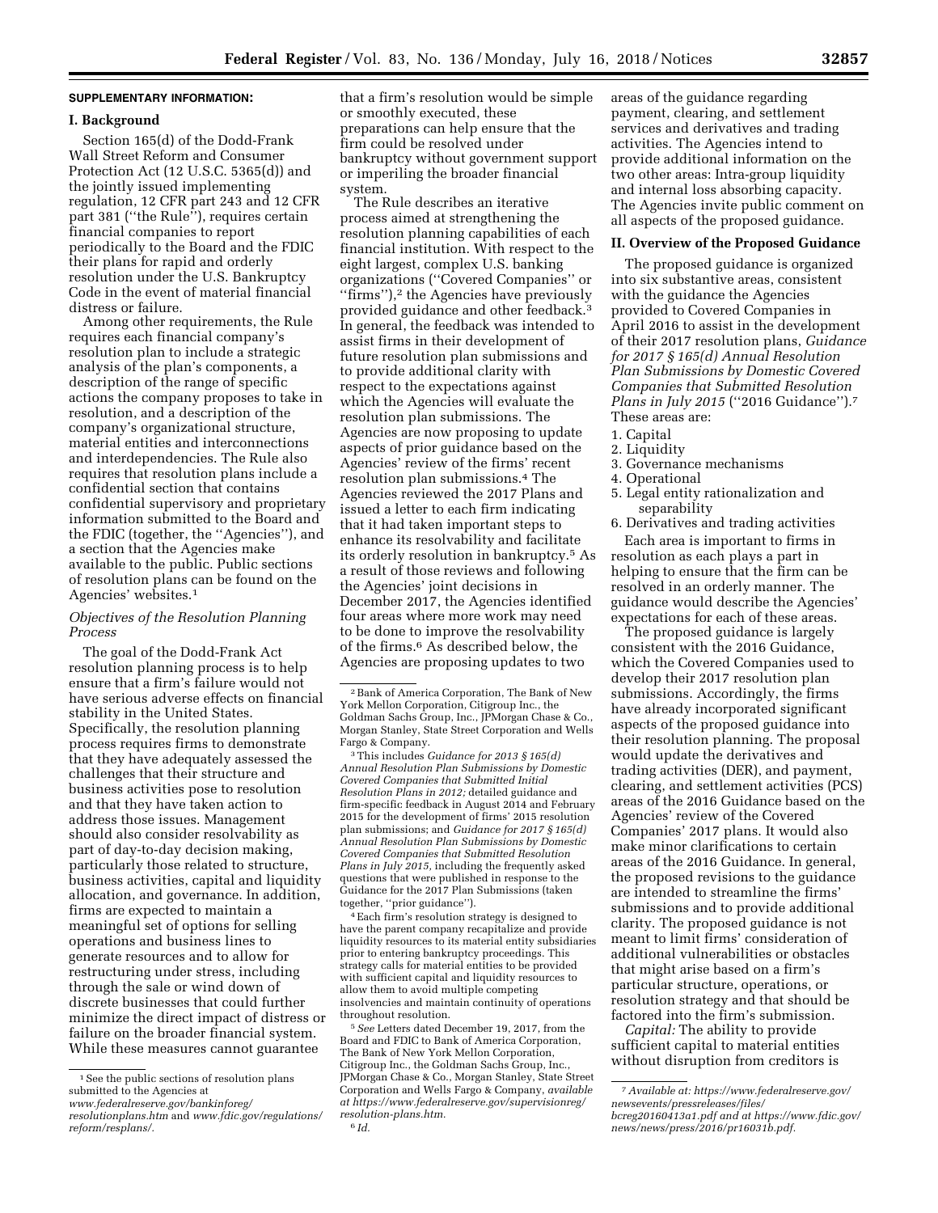**SUPPLEMENTARY INFORMATION:**

## I. Background

Section 165(d) of the Dodd-Frank Wall Street Reform and Consumer Protection Act (12 U.S.C. 5365(d)) and the jointly issued implementing regulation, 12 CFR part 243 and 12 CFR part 381 (''the Rule''), requires certain financial companies to report periodically to the Board and the FDIC their plans for rapid and orderly resolution under the U.S. Bankruptcy Code in the event of material financial distress or failure.

Among other requirements, the Rule requires each financial company's resolution plan to include a strategic analysis of the plan's components, a description of the range of specific actions the company proposes to take in resolution, and a description of the company's organizational structure, material entities and interconnections and interdependencies. The Rule also requires that resolution plans include a confidential section that contains confidential supervisory and proprietary information submitted to the Board and the FDIC (together, the ''Agencies''), and a section that the Agencies make available to the public. Public sections of resolution plans can be found on the Agencies' websites.[1]

### *Objectives of the Resolution Planning Process*

The goal of the Dodd-Frank Act resolution planning process is to help ensure that a firm's failure would not have serious adverse effects on financial stability in the United States. Specifically, the resolution planning process requires firms to demonstrate that they have adequately assessed the challenges that their structure and business activities pose to resolution and that they have taken action to address those issues. Management should also consider resolvability as part of day-to-day decision making, particularly those related to structure, business activities, capital and liquidity allocation, and governance. In addition, firms are expected to maintain a meaningful set of options for selling operations and business lines to generate resources and to allow for restructuring under stress, including through the sale or wind down of discrete businesses that could further minimize the direct impact of distress or failure on the broader financial system. While these measures cannot guarantee that a firm's resolution would be simple or smoothly executed, these preparations can help ensure that the firm could be resolved under bankruptcy without government support or imperiling the broader financial system.

The Rule describes an iterative process aimed at strengthening the resolution planning capabilities of each financial institution. With respect to the eight largest, complex U.S. banking organizations (''Covered Companies'' or ''firms''),[2] the Agencies have previously provided guidance and other feedback.[3] In general, the feedback was intended to assist firms in their development of future resolution plan submissions and to provide additional clarity with respect to the expectations against which the Agencies will evaluate the resolution plan submissions. The Agencies are now proposing to update aspects of prior guidance based on the Agencies' review of the firms' recent resolution plan submissions.[4] The Agencies reviewed the 2017 Plans and issued a letter to each firm indicating that it had taken important steps to enhance its resolvability and facilitate its orderly resolution in bankruptcy.[5] As a result of those reviews and following the Agencies' joint decisions in December 2017, the Agencies identified four areas where more work may need to be done to improve the resolvability of the firms.[6] As described below, the Agencies are proposing updates to two areas of the guidance regarding payment, clearing, and settlement services and derivatives and trading activities. The Agencies intend to provide additional information on the two other areas: Intra-group liquidity and internal loss absorbing capacity. The Agencies invite public comment on all aspects of the proposed guidance.

## II. Overview of the Proposed Guidance

The proposed guidance is organized into six substantive areas, consistent with the guidance the Agencies provided to Covered Companies in April 2016 to assist in the development of their 2017 resolution plans, *Guidance for 2017 § 165(d) Annual Resolution Plan Submissions by Domestic Covered Companies that Submitted Resolution Plans in July 2015* (''2016 Guidance'').[7] These areas are:

1. Capital
2. Liquidity
3. Governance mechanisms
4. Operational
5. Legal entity rationalization and separability
6. Derivatives and trading activities

Each area is important to firms in resolution as each plays a part in helping to ensure that the firm can be resolved in an orderly manner. The guidance would describe the Agencies' expectations for each of these areas.

The proposed guidance is largely consistent with the 2016 Guidance, which the Covered Companies used to develop their 2017 resolution plan submissions. Accordingly, the firms have already incorporated significant aspects of the proposed guidance into their resolution planning. The proposal would update the derivatives and trading activities (DER), and payment, clearing, and settlement activities (PCS) areas of the 2016 Guidance based on the Agencies' review of the Covered Companies' 2017 plans. It would also make minor clarifications to certain areas of the 2016 Guidance. In general, the proposed revisions to the guidance are intended to streamline the firms' submissions and to provide additional clarity. The proposed guidance is not meant to limit firms' consideration of additional vulnerabilities or obstacles that might arise based on a firm's particular structure, operations, or resolution strategy and that should be factored into the firm's submission.

*Capital:* The ability to provide sufficient capital to material entities without disruption from creditors is

---

[1] See the public sections of resolution plans submitted to the Agencies at *www.federalreserve.gov/bankinforeg/resolutionplans.htm* and *www.fdic.gov/regulations/reform/resplans/*.

[2] Bank of America Corporation, The Bank of New York Mellon Corporation, Citigroup Inc., the Goldman Sachs Group, Inc., JPMorgan Chase & Co., Morgan Stanley, State Street Corporation and Wells Fargo & Company.

[3] This includes *Guidance for 2013 § 165(d) Annual Resolution Plan Submissions by Domestic Covered Companies that Submitted Initial Resolution Plans in 2012;* detailed guidance and firm-specific feedback in August 2014 and February 2015 for the development of firms' 2015 resolution plan submissions; and *Guidance for 2017 § 165(d) Annual Resolution Plan Submissions by Domestic Covered Companies that Submitted Resolution Plans in July 2015,* including the frequently asked questions that were published in response to the Guidance for the 2017 Plan Submissions (taken together, ''prior guidance'').

[4] Each firm's resolution strategy is designed to have the parent company recapitalize and provide liquidity resources to its material entity subsidiaries prior to entering bankruptcy proceedings. This strategy calls for material entities to be provided with sufficient capital and liquidity resources to allow them to avoid multiple competing insolvencies and maintain continuity of operations throughout resolution.

[5] *See* Letters dated December 19, 2017, from the Board and FDIC to Bank of America Corporation, The Bank of New York Mellon Corporation, Citigroup Inc., the Goldman Sachs Group, Inc., JPMorgan Chase & Co., Morgan Stanley, State Street Corporation and Wells Fargo & Company, *available at https://www.federalreserve.gov/supervisionreg/resolution-plans.htm.*

[6] *Id.*

[7] *Available at: https://www.federalreserve.gov/newsevents/pressreleases/files/bcreg20160413a1.pdf and at https://www.fdic.gov/news/news/press/2016/pr16031b.pdf.*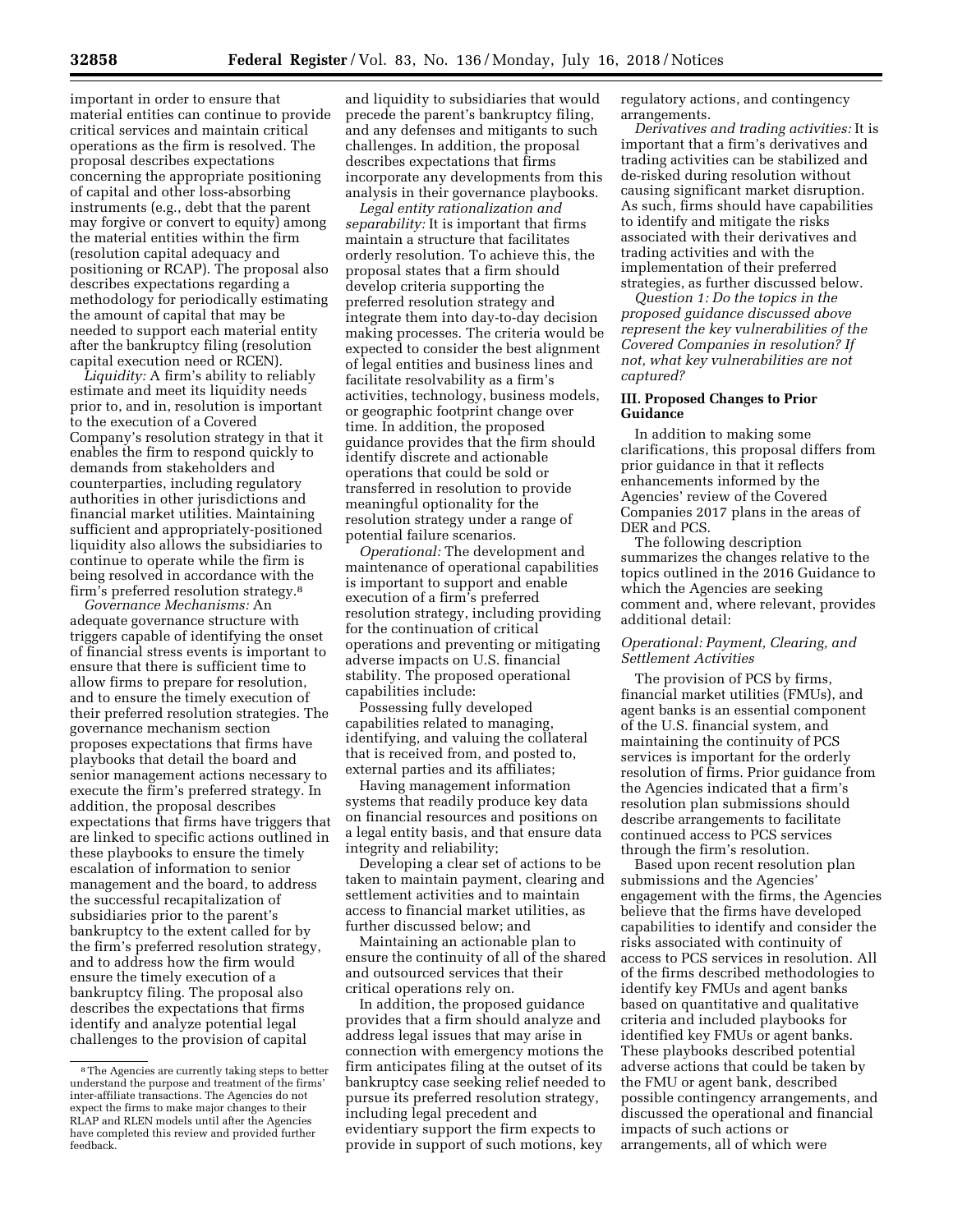important in order to ensure that material entities can continue to provide critical services and maintain critical operations as the firm is resolved. The proposal describes expectations concerning the appropriate positioning of capital and other loss-absorbing instruments (e.g., debt that the parent may forgive or convert to equity) among the material entities within the firm (resolution capital adequacy and positioning or RCAP). The proposal also describes expectations regarding a methodology for periodically estimating the amount of capital that may be needed to support each material entity after the bankruptcy filing (resolution capital execution need or RCEN).

*Liquidity:* A firm's ability to reliably estimate and meet its liquidity needs prior to, and in, resolution is important to the execution of a Covered Company's resolution strategy in that it enables the firm to respond quickly to demands from stakeholders and counterparties, including regulatory authorities in other jurisdictions and financial market utilities. Maintaining sufficient and appropriately-positioned liquidity also allows the subsidiaries to continue to operate while the firm is being resolved in accordance with the firm's preferred resolution strategy.[8]

*Governance Mechanisms:* An adequate governance structure with triggers capable of identifying the onset of financial stress events is important to ensure that there is sufficient time to allow firms to prepare for resolution, and to ensure the timely execution of their preferred resolution strategies. The governance mechanism section proposes expectations that firms have playbooks that detail the board and senior management actions necessary to execute the firm's preferred strategy. In addition, the proposal describes expectations that firms have triggers that are linked to specific actions outlined in these playbooks to ensure the timely escalation of information to senior management and the board, to address the successful recapitalization of subsidiaries prior to the parent's bankruptcy to the extent called for by the firm's preferred resolution strategy, and to address how the firm would ensure the timely execution of a bankruptcy filing. The proposal also describes the expectations that firms identify and analyze potential legal challenges to the provision of capital and liquidity to subsidiaries that would precede the parent's bankruptcy filing, and any defenses and mitigants to such challenges. In addition, the proposal describes expectations that firms incorporate any developments from this analysis in their governance playbooks.

*Legal entity rationalization and separability:* It is important that firms maintain a structure that facilitates orderly resolution. To achieve this, the proposal states that a firm should develop criteria supporting the preferred resolution strategy and integrate them into day-to-day decision making processes. The criteria would be expected to consider the best alignment of legal entities and business lines and facilitate resolvability as a firm's activities, technology, business models, or geographic footprint change over time. In addition, the proposed guidance provides that the firm should identify discrete and actionable operations that could be sold or transferred in resolution to provide meaningful optionality for the resolution strategy under a range of potential failure scenarios.

*Operational:* The development and maintenance of operational capabilities is important to support and enable execution of a firm's preferred resolution strategy, including providing for the continuation of critical operations and preventing or mitigating adverse impacts on U.S. financial stability. The proposed operational capabilities include:

Possessing fully developed capabilities related to managing, identifying, and valuing the collateral that is received from, and posted to, external parties and its affiliates;

Having management information systems that readily produce key data on financial resources and positions on a legal entity basis, and that ensure data integrity and reliability;

Developing a clear set of actions to be taken to maintain payment, clearing and settlement activities and to maintain access to financial market utilities, as further discussed below; and

Maintaining an actionable plan to ensure the continuity of all of the shared and outsourced services that their critical operations rely on.

In addition, the proposed guidance provides that a firm should analyze and address legal issues that may arise in connection with emergency motions the firm anticipates filing at the outset of its bankruptcy case seeking relief needed to pursue its preferred resolution strategy, including legal precedent and evidentiary support the firm expects to provide in support of such motions, key regulatory actions, and contingency arrangements.

*Derivatives and trading activities:* It is important that a firm's derivatives and trading activities can be stabilized and de-risked during resolution without causing significant market disruption. As such, firms should have capabilities to identify and mitigate the risks associated with their derivatives and trading activities and with the implementation of their preferred strategies, as further discussed below.

*Question 1: Do the topics in the proposed guidance discussed above represent the key vulnerabilities of the Covered Companies in resolution? If not, what key vulnerabilities are not captured?*

### III. Proposed Changes to Prior Guidance

In addition to making some clarifications, this proposal differs from prior guidance in that it reflects enhancements informed by the Agencies' review of the Covered Companies 2017 plans in the areas of DER and PCS.

The following description summarizes the changes relative to the topics outlined in the 2016 Guidance to which the Agencies are seeking comment and, where relevant, provides additional detail:

#### *Operational: Payment, Clearing, and Settlement Activities*

The provision of PCS by firms, financial market utilities (FMUs), and agent banks is an essential component of the U.S. financial system, and maintaining the continuity of PCS services is important for the orderly resolution of firms. Prior guidance from the Agencies indicated that a firm's resolution plan submissions should describe arrangements to facilitate continued access to PCS services through the firm's resolution.

Based upon recent resolution plan submissions and the Agencies' engagement with the firms, the Agencies believe that the firms have developed capabilities to identify and consider the risks associated with continuity of access to PCS services in resolution. All of the firms described methodologies to identify key FMUs and agent banks based on quantitative and qualitative criteria and included playbooks for identified key FMUs or agent banks. These playbooks described potential adverse actions that could be taken by the FMU or agent bank, described possible contingency arrangements, and discussed the operational and financial impacts of such actions or arrangements, all of which were

---

[8] The Agencies are currently taking steps to better understand the purpose and treatment of the firms' inter-affiliate transactions. The Agencies do not expect the firms to make major changes to their RLAP and RLEN models until after the Agencies have completed this review and provided further feedback.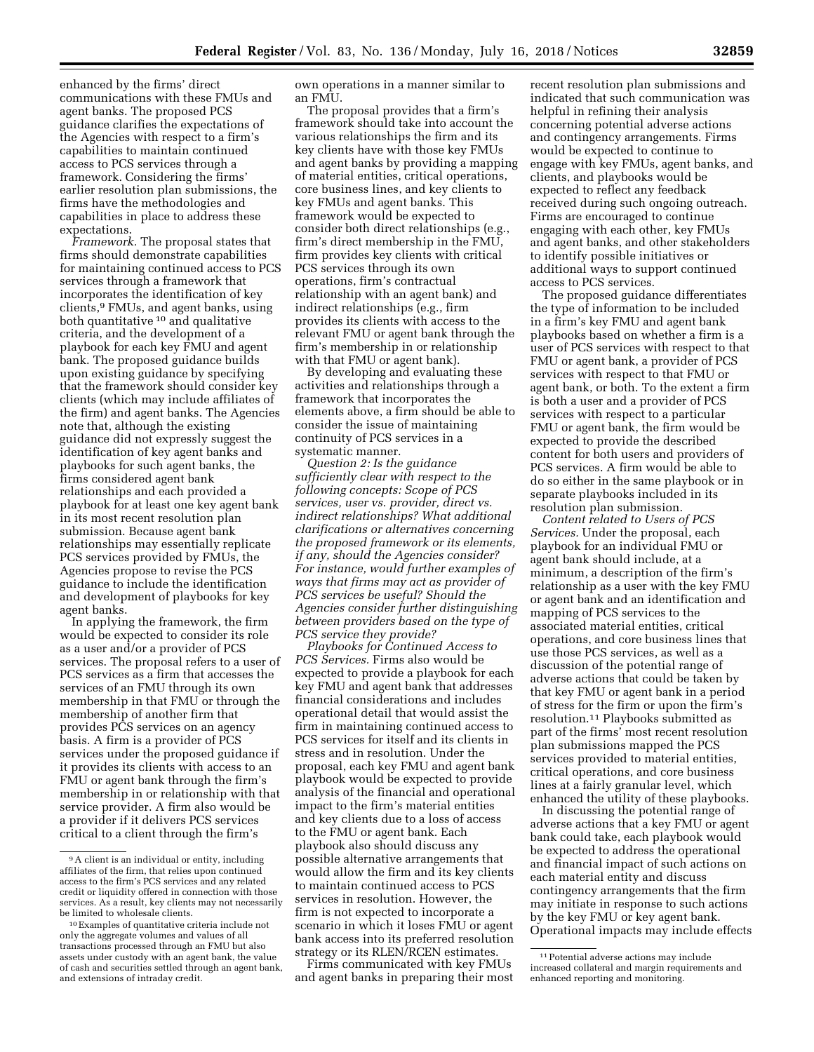enhanced by the firms' direct communications with these FMUs and agent banks. The proposed PCS guidance clarifies the expectations of the Agencies with respect to a firm's capabilities to maintain continued access to PCS services through a framework. Considering the firms' earlier resolution plan submissions, the firms have the methodologies and capabilities in place to address these expectations.

*Framework.* The proposal states that firms should demonstrate capabilities for maintaining continued access to PCS services through a framework that incorporates the identification of key clients,[9] FMUs, and agent banks, using both quantitative [10] and qualitative criteria, and the development of a playbook for each key FMU and agent bank. The proposed guidance builds upon existing guidance by specifying that the framework should consider key clients (which may include affiliates of the firm) and agent banks. The Agencies note that, although the existing guidance did not expressly suggest the identification of key agent banks and playbooks for such agent banks, the firms considered agent bank relationships and each provided a playbook for at least one key agent bank in its most recent resolution plan submission. Because agent bank relationships may essentially replicate PCS services provided by FMUs, the Agencies propose to revise the PCS guidance to include the identification and development of playbooks for key agent banks.

In applying the framework, the firm would be expected to consider its role as a user and/or a provider of PCS services. The proposal refers to a user of PCS services as a firm that accesses the services of an FMU through its own membership in that FMU or through the membership of another firm that provides PCS services on an agency basis. A firm is a provider of PCS services under the proposed guidance if it provides its clients with access to an FMU or agent bank through the firm's membership in or relationship with that service provider. A firm also would be a provider if it delivers PCS services critical to a client through the firm's own operations in a manner similar to an FMU.

The proposal provides that a firm's framework should take into account the various relationships the firm and its key clients have with those key FMUs and agent banks by providing a mapping of material entities, critical operations, core business lines, and key clients to key FMUs and agent banks. This framework would be expected to consider both direct relationships (e.g., firm's direct membership in the FMU, firm provides key clients with critical PCS services through its own operations, firm's contractual relationship with an agent bank) and indirect relationships (e.g., firm provides its clients with access to the relevant FMU or agent bank through the firm's membership in or relationship with that FMU or agent bank).

By developing and evaluating these activities and relationships through a framework that incorporates the elements above, a firm should be able to consider the issue of maintaining continuity of PCS services in a systematic manner.

*Question 2: Is the guidance sufficiently clear with respect to the following concepts: Scope of PCS services, user vs. provider, direct vs. indirect relationships? What additional clarifications or alternatives concerning the proposed framework or its elements, if any, should the Agencies consider? For instance, would further examples of ways that firms may act as provider of PCS services be useful? Should the Agencies consider further distinguishing between providers based on the type of PCS service they provide?*

*Playbooks for Continued Access to PCS Services.* Firms also would be expected to provide a playbook for each key FMU and agent bank that addresses financial considerations and includes operational detail that would assist the firm in maintaining continued access to PCS services for itself and its clients in stress and in resolution. Under the proposal, each key FMU and agent bank playbook would be expected to provide analysis of the financial and operational impact to the firm's material entities and key clients due to a loss of access to the FMU or agent bank. Each playbook also should discuss any possible alternative arrangements that would allow the firm and its key clients to maintain continued access to PCS services in resolution. However, the firm is not expected to incorporate a scenario in which it loses FMU or agent bank access into its preferred resolution strategy or its RLEN/RCEN estimates.

Firms communicated with key FMUs and agent banks in preparing their most recent resolution plan submissions and indicated that such communication was helpful in refining their analysis concerning potential adverse actions and contingency arrangements. Firms would be expected to continue to engage with key FMUs, agent banks, and clients, and playbooks would be expected to reflect any feedback received during such ongoing outreach. Firms are encouraged to continue engaging with each other, key FMUs and agent banks, and other stakeholders to identify possible initiatives or additional ways to support continued access to PCS services.

The proposed guidance differentiates the type of information to be included in a firm's key FMU and agent bank playbooks based on whether a firm is a user of PCS services with respect to that FMU or agent bank, a provider of PCS services with respect to that FMU or agent bank, or both. To the extent a firm is both a user and a provider of PCS services with respect to a particular FMU or agent bank, the firm would be expected to provide the described content for both users and providers of PCS services. A firm would be able to do so either in the same playbook or in separate playbooks included in its resolution plan submission.

*Content related to Users of PCS Services.* Under the proposal, each playbook for an individual FMU or agent bank should include, at a minimum, a description of the firm's relationship as a user with the key FMU or agent bank and an identification and mapping of PCS services to the associated material entities, critical operations, and core business lines that use those PCS services, as well as a discussion of the potential range of adverse actions that could be taken by that key FMU or agent bank in a period of stress for the firm or upon the firm's resolution.[11] Playbooks submitted as part of the firms' most recent resolution plan submissions mapped the PCS services provided to material entities, critical operations, and core business lines at a fairly granular level, which enhanced the utility of these playbooks.

In discussing the potential range of adverse actions that a key FMU or agent bank could take, each playbook would be expected to address the operational and financial impact of such actions on each material entity and discuss contingency arrangements that the firm may initiate in response to such actions by the key FMU or key agent bank. Operational impacts may include effects

---

[9] A client is an individual or entity, including affiliates of the firm, that relies upon continued access to the firm's PCS services and any related credit or liquidity offered in connection with those services. As a result, key clients may not necessarily be limited to wholesale clients.

[10] Examples of quantitative criteria include not only the aggregate volumes and values of all transactions processed through an FMU but also assets under custody with an agent bank, the value of cash and securities settled through an agent bank, and extensions of intraday credit.

[11] Potential adverse actions may include increased collateral and margin requirements and enhanced reporting and monitoring.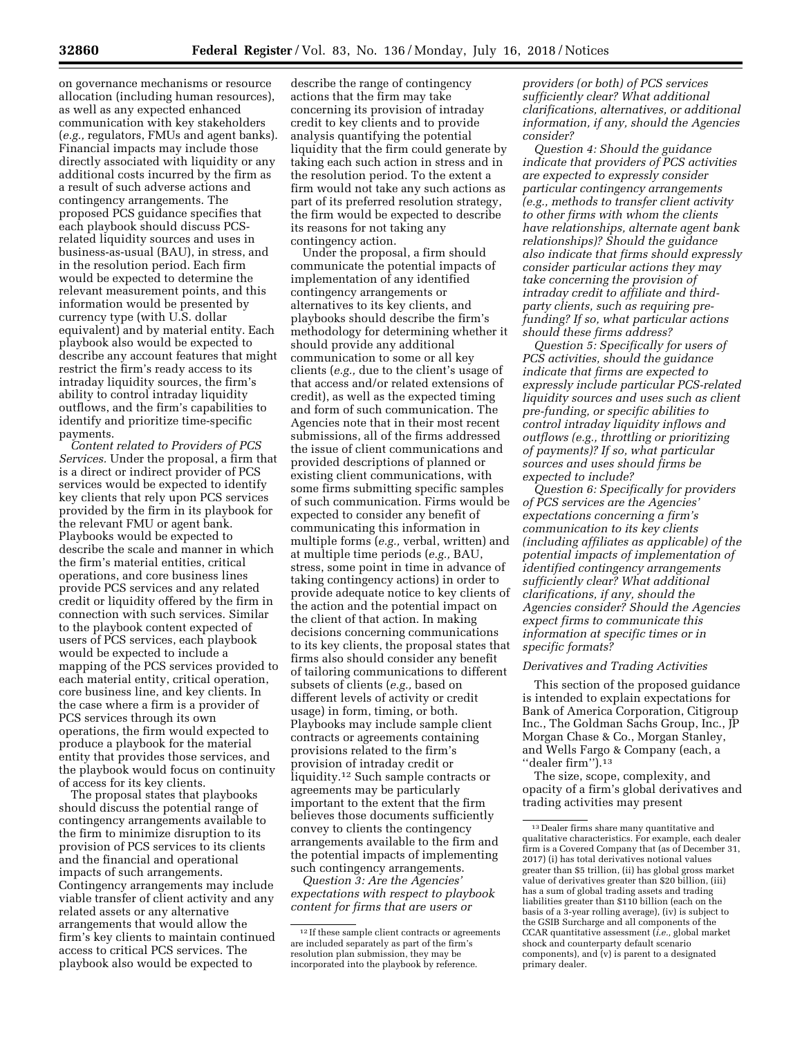on governance mechanisms or resource allocation (including human resources), as well as any expected enhanced communication with key stakeholders (*e.g.,* regulators, FMUs and agent banks). Financial impacts may include those directly associated with liquidity or any additional costs incurred by the firm as a result of such adverse actions and contingency arrangements. The proposed PCS guidance specifies that each playbook should discuss PCS-related liquidity sources and uses in business-as-usual (BAU), in stress, and in the resolution period. Each firm would be expected to determine the relevant measurement points, and this information would be presented by currency type (with U.S. dollar equivalent) and by material entity. Each playbook also would be expected to describe any account features that might restrict the firm's ready access to its intraday liquidity sources, the firm's ability to control intraday liquidity outflows, and the firm's capabilities to identify and prioritize time-specific payments.

*Content related to Providers of PCS Services.* Under the proposal, a firm that is a direct or indirect provider of PCS services would be expected to identify key clients that rely upon PCS services provided by the firm in its playbook for the relevant FMU or agent bank. Playbooks would be expected to describe the scale and manner in which the firm's material entities, critical operations, and core business lines provide PCS services and any related credit or liquidity offered by the firm in connection with such services. Similar to the playbook content expected of users of PCS services, each playbook would be expected to include a mapping of the PCS services provided to each material entity, critical operation, core business line, and key clients. In the case where a firm is a provider of PCS services through its own operations, the firm would expected to produce a playbook for the material entity that provides those services, and the playbook would focus on continuity of access for its key clients.

The proposal states that playbooks should discuss the potential range of contingency arrangements available to the firm to minimize disruption to its provision of PCS services to its clients and the financial and operational impacts of such arrangements. Contingency arrangements may include viable transfer of client activity and any related assets or any alternative arrangements that would allow the firm's key clients to maintain continued access to critical PCS services. The playbook also would be expected to describe the range of contingency actions that the firm may take concerning its provision of intraday credit to key clients and to provide analysis quantifying the potential liquidity that the firm could generate by taking each such action in stress and in the resolution period. To the extent a firm would not take any such actions as part of its preferred resolution strategy, the firm would be expected to describe its reasons for not taking any contingency action.

Under the proposal, a firm should communicate the potential impacts of implementation of any identified contingency arrangements or alternatives to its key clients, and playbooks should describe the firm's methodology for determining whether it should provide any additional communication to some or all key clients (*e.g.,* due to the client's usage of that access and/or related extensions of credit), as well as the expected timing and form of such communication. The Agencies note that in their most recent submissions, all of the firms addressed the issue of client communications and provided descriptions of planned or existing client communications, with some firms submitting specific samples of such communication. Firms would be expected to consider any benefit of communicating this information in multiple forms (*e.g.,* verbal, written) and at multiple time periods (*e.g.,* BAU, stress, some point in time in advance of taking contingency actions) in order to provide adequate notice to key clients of the action and the potential impact on the client of that action. In making decisions concerning communications to its key clients, the proposal states that firms also should consider any benefit of tailoring communications to different subsets of clients (*e.g.,* based on different levels of activity or credit usage) in form, timing, or both. Playbooks may include sample client contracts or agreements containing provisions related to the firm's provision of intraday credit or liquidity.[12] Such sample contracts or agreements may be particularly important to the extent that the firm believes those documents sufficiently convey to clients the contingency arrangements available to the firm and the potential impacts of implementing such contingency arrangements.

*Question 3: Are the Agencies' expectations with respect to playbook content for firms that are users or providers (or both) of PCS services sufficiently clear? What additional clarifications, alternatives, or additional information, if any, should the Agencies consider?*

*Question 4: Should the guidance indicate that providers of PCS activities are expected to expressly consider particular contingency arrangements (e.g., methods to transfer client activity to other firms with whom the clients have relationships, alternate agent bank relationships)? Should the guidance also indicate that firms should expressly consider particular actions they may take concerning the provision of intraday credit to affiliate and third-party clients, such as requiring pre-funding? If so, what particular actions should these firms address?*

*Question 5: Specifically for users of PCS activities, should the guidance indicate that firms are expected to expressly include particular PCS-related liquidity sources and uses such as client pre-funding, or specific abilities to control intraday liquidity inflows and outflows (e.g., throttling or prioritizing of payments)? If so, what particular sources and uses should firms be expected to include?*

*Question 6: Specifically for providers of PCS services are the Agencies' expectations concerning a firm's communication to its key clients (including affiliates as applicable) of the potential impacts of implementation of identified contingency arrangements sufficiently clear? What additional clarifications, if any, should the Agencies consider? Should the Agencies expect firms to communicate this information at specific times or in specific formats?*

### *Derivatives and Trading Activities*

This section of the proposed guidance is intended to explain expectations for Bank of America Corporation, Citigroup Inc., The Goldman Sachs Group, Inc., JP Morgan Chase & Co., Morgan Stanley, and Wells Fargo & Company (each, a "dealer firm").[13]

The size, scope, complexity, and opacity of a firm's global derivatives and trading activities may present

---

[12] If these sample client contracts or agreements are included separately as part of the firm's resolution plan submission, they may be incorporated into the playbook by reference.

[13] Dealer firms share many quantitative and qualitative characteristics. For example, each dealer firm is a Covered Company that (as of December 31, 2017) (i) has total derivatives notional values greater than $5 trillion, (ii) has global gross market value of derivatives greater than $20 billion, (iii) has a sum of global trading assets and trading liabilities greater than $110 billion (each on the basis of a 3-year rolling average), (iv) is subject to the GSIB Surcharge and all components of the CCAR quantitative assessment (*i.e.,* global market shock and counterparty default scenario components), and (v) is parent to a designated primary dealer.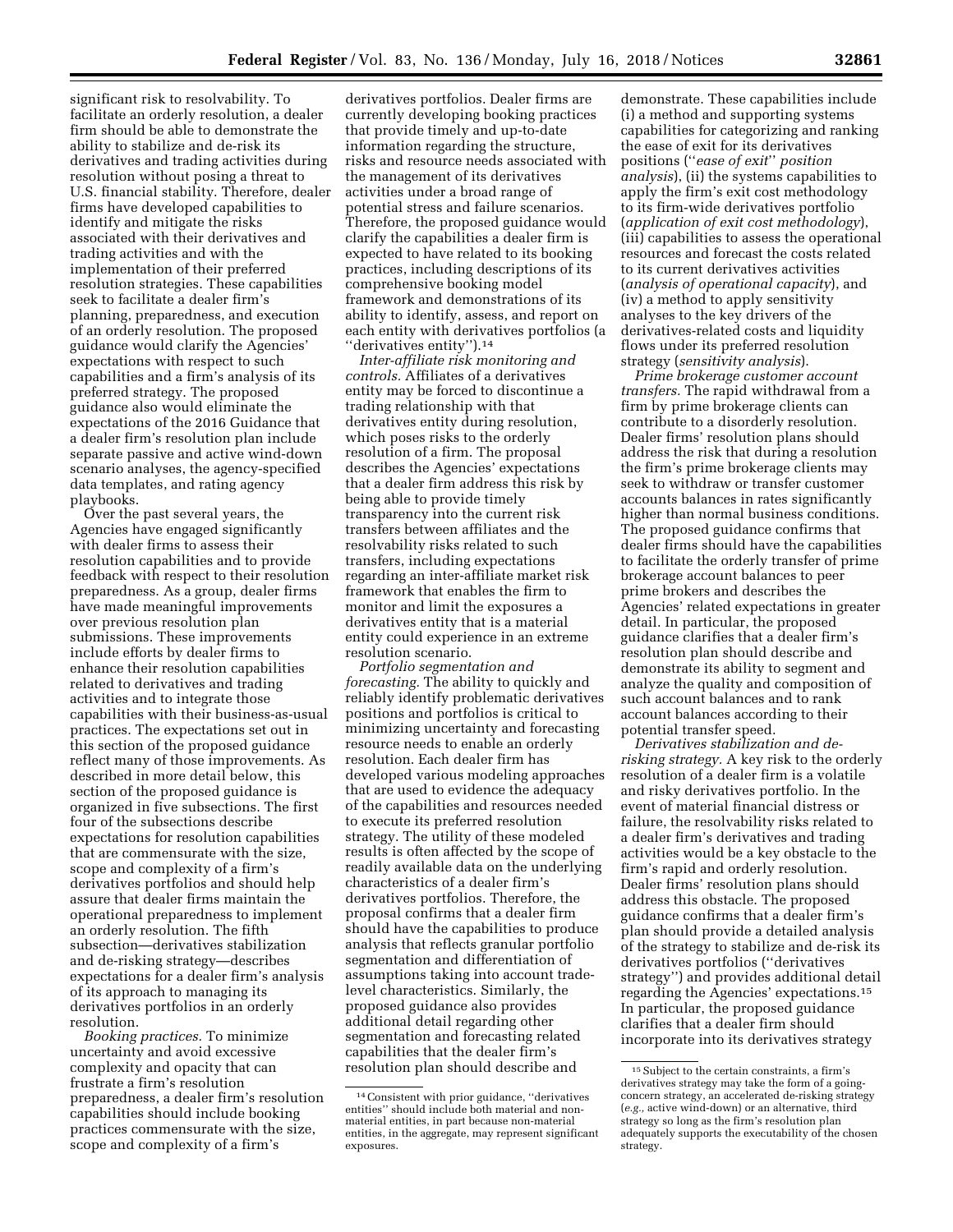significant risk to resolvability. To facilitate an orderly resolution, a dealer firm should be able to demonstrate the ability to stabilize and de-risk its derivatives and trading activities during resolution without posing a threat to U.S. financial stability. Therefore, dealer firms have developed capabilities to identify and mitigate the risks associated with their derivatives and trading activities and with the implementation of their preferred resolution strategies. These capabilities seek to facilitate a dealer firm's planning, preparedness, and execution of an orderly resolution. The proposed guidance would clarify the Agencies' expectations with respect to such capabilities and a firm's analysis of its preferred strategy. The proposed guidance also would eliminate the expectations of the 2016 Guidance that a dealer firm's resolution plan include separate passive and active wind-down scenario analyses, the agency-specified data templates, and rating agency playbooks.

Over the past several years, the Agencies have engaged significantly with dealer firms to assess their resolution capabilities and to provide feedback with respect to their resolution preparedness. As a group, dealer firms have made meaningful improvements over previous resolution plan submissions. These improvements include efforts by dealer firms to enhance their resolution capabilities related to derivatives and trading activities and to integrate those capabilities with their business-as-usual practices. The expectations set out in this section of the proposed guidance reflect many of those improvements. As described in more detail below, this section of the proposed guidance is organized in five subsections. The first four of the subsections describe expectations for resolution capabilities that are commensurate with the size, scope and complexity of a firm's derivatives portfolios and should help assure that dealer firms maintain the operational preparedness to implement an orderly resolution. The fifth subsection—derivatives stabilization and de-risking strategy—describes expectations for a dealer firm's analysis of its approach to managing its derivatives portfolios in an orderly resolution.

*Booking practices.* To minimize uncertainty and avoid excessive complexity and opacity that can frustrate a firm's resolution preparedness, a dealer firm's resolution capabilities should include booking practices commensurate with the size, scope and complexity of a firm's derivatives portfolios. Dealer firms are currently developing booking practices that provide timely and up-to-date information regarding the structure, risks and resource needs associated with the management of its derivatives activities under a broad range of potential stress and failure scenarios. Therefore, the proposed guidance would clarify the capabilities a dealer firm is expected to have related to its booking practices, including descriptions of its comprehensive booking model framework and demonstrations of its ability to identify, assess, and report on each entity with derivatives portfolios (a "derivatives entity").[14]

*Inter-affiliate risk monitoring and controls.* Affiliates of a derivatives entity may be forced to discontinue a trading relationship with that derivatives entity during resolution, which poses risks to the orderly resolution of a firm. The proposal describes the Agencies' expectations that a dealer firm address this risk by being able to provide timely transparency into the current risk transfers between affiliates and the resolvability risks related to such transfers, including expectations regarding an inter-affiliate market risk framework that enables the firm to monitor and limit the exposures a derivatives entity that is a material entity could experience in an extreme resolution scenario.

*Portfolio segmentation and forecasting.* The ability to quickly and reliably identify problematic derivatives positions and portfolios is critical to minimizing uncertainty and forecasting resource needs to enable an orderly resolution. Each dealer firm has developed various modeling approaches that are used to evidence the adequacy of the capabilities and resources needed to execute its preferred resolution strategy. The utility of these modeled results is often affected by the scope of readily available data on the underlying characteristics of a dealer firm's derivatives portfolios. Therefore, the proposal confirms that a dealer firm should have the capabilities to produce analysis that reflects granular portfolio segmentation and differentiation of assumptions taking into account trade-level characteristics. Similarly, the proposed guidance also provides additional detail regarding other segmentation and forecasting related capabilities that the dealer firm's resolution plan should describe and demonstrate. These capabilities include (i) a method and supporting systems capabilities for categorizing and ranking the ease of exit for its derivatives positions ("*ease of exit*" *position analysis*), (ii) the systems capabilities to apply the firm's exit cost methodology to its firm-wide derivatives portfolio (*application of exit cost methodology*), (iii) capabilities to assess the operational resources and forecast the costs related to its current derivatives activities (*analysis of operational capacity*), and (iv) a method to apply sensitivity analyses to the key drivers of the derivatives-related costs and liquidity flows under its preferred resolution strategy (*sensitivity analysis*).

*Prime brokerage customer account transfers.* The rapid withdrawal from a firm by prime brokerage clients can contribute to a disorderly resolution. Dealer firms' resolution plans should address the risk that during a resolution the firm's prime brokerage clients may seek to withdraw or transfer customer accounts balances in rates significantly higher than normal business conditions. The proposed guidance confirms that dealer firms should have the capabilities to facilitate the orderly transfer of prime brokerage account balances to peer prime brokers and describes the Agencies' related expectations in greater detail. In particular, the proposed guidance clarifies that a dealer firm's resolution plan should describe and demonstrate its ability to segment and analyze the quality and composition of such account balances and to rank account balances according to their potential transfer speed.

*Derivatives stabilization and de-risking strategy.* A key risk to the orderly resolution of a dealer firm is a volatile and risky derivatives portfolio. In the event of material financial distress or failure, the resolvability risks related to a dealer firm's derivatives and trading activities would be a key obstacle to the firm's rapid and orderly resolution. Dealer firms' resolution plans should address this obstacle. The proposed guidance confirms that a dealer firm's plan should provide a detailed analysis of the strategy to stabilize and de-risk its derivatives portfolios ("derivatives strategy") and provides additional detail regarding the Agencies' expectations.[15] In particular, the proposed guidance clarifies that a dealer firm should incorporate into its derivatives strategy

---

[14] Consistent with prior guidance, "derivatives entities" should include both material and non-material entities, in part because non-material entities, in the aggregate, may represent significant exposures.

[15] Subject to the certain constraints, a firm's derivatives strategy may take the form of a going-concern strategy, an accelerated de-risking strategy (*e.g.,* active wind-down) or an alternative, third strategy so long as the firm's resolution plan adequately supports the executability of the chosen strategy.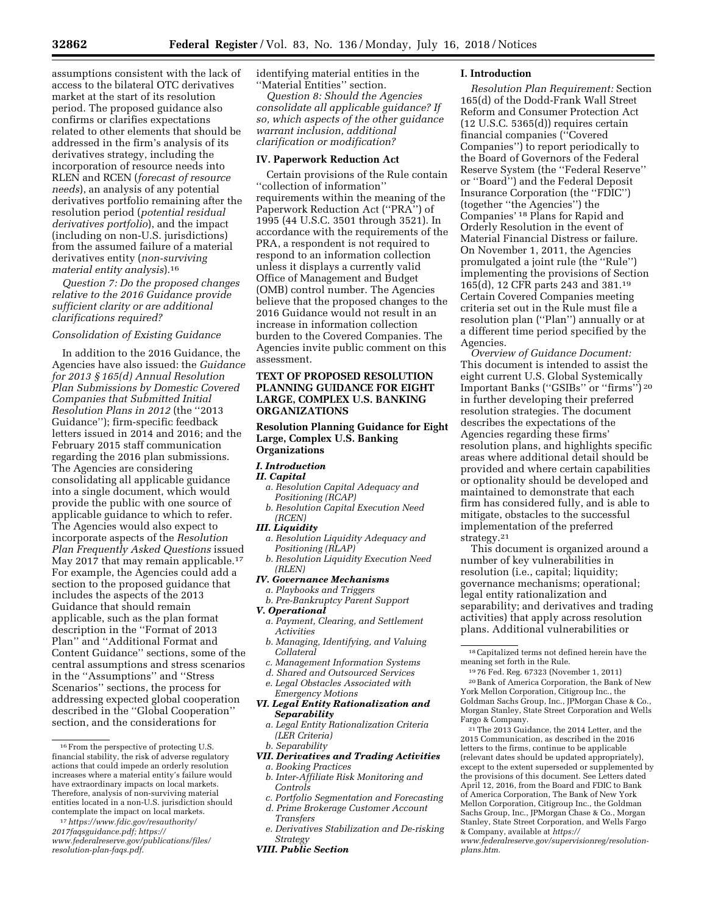assumptions consistent with the lack of access to the bilateral OTC derivatives market at the start of its resolution period. The proposed guidance also confirms or clarifies expectations related to other elements that should be addressed in the firm's analysis of its derivatives strategy, including the incorporation of resource needs into RLEN and RCEN (*forecast of resource needs*), an analysis of any potential derivatives portfolio remaining after the resolution period (*potential residual derivatives portfolio*), and the impact (including on non-U.S. jurisdictions) from the assumed failure of a material derivatives entity (*non-surviving material entity analysis*).[16]

*Question 7: Do the proposed changes relative to the 2016 Guidance provide sufficient clarity or are additional clarifications required?*

*Consolidation of Existing Guidance*

In addition to the 2016 Guidance, the Agencies have also issued: the *Guidance for 2013 § 165(d) Annual Resolution Plan Submissions by Domestic Covered Companies that Submitted Initial Resolution Plans in 2012* (the "2013 Guidance"); firm-specific feedback letters issued in 2014 and 2016; and the February 2015 staff communication regarding the 2016 plan submissions. The Agencies are considering consolidating all applicable guidance into a single document, which would provide the public with one source of applicable guidance to which to refer. The Agencies would also expect to incorporate aspects of the *Resolution Plan Frequently Asked Questions* issued May 2017 that may remain applicable.[17] For example, the Agencies could add a section to the proposed guidance that includes the aspects of the 2013 Guidance that should remain applicable, such as the plan format description in the "Format of 2013 Plan" and "Additional Format and Content Guidance" sections, some of the central assumptions and stress scenarios in the "Assumptions" and "Stress Scenarios" sections, the process for addressing expected global cooperation described in the "Global Cooperation" section, and the considerations for identifying material entities in the "Material Entities" section.

*Question 8: Should the Agencies consolidate all applicable guidance? If so, which aspects of the other guidance warrant inclusion, additional clarification or modification?*

## IV. Paperwork Reduction Act

Certain provisions of the Rule contain "collection of information" requirements within the meaning of the Paperwork Reduction Act ("PRA") of 1995 (44 U.S.C. 3501 through 3521). In accordance with the requirements of the PRA, a respondent is not required to respond to an information collection unless it displays a currently valid Office of Management and Budget (OMB) control number. The Agencies believe that the proposed changes to the 2016 Guidance would not result in an increase in information collection burden to the Covered Companies. The Agencies invite public comment on this assessment.

## TEXT OF PROPOSED RESOLUTION PLANNING GUIDANCE FOR EIGHT LARGE, COMPLEX U.S. BANKING ORGANIZATIONS

## Resolution Planning Guidance for Eight Large, Complex U.S. Banking Organizations

*I. Introduction*
*II. Capital*
- *a. Resolution Capital Adequacy and Positioning (RCAP)*
- *b. Resolution Capital Execution Need (RCEN)*

*III. Liquidity*
- *a. Resolution Liquidity Adequacy and Positioning (RLAP)*
- *b. Resolution Liquidity Execution Need (RLEN)*

*IV. Governance Mechanisms*
- *a. Playbooks and Triggers*
- *b. Pre-Bankruptcy Parent Support*

*V. Operational*
- *a. Payment, Clearing, and Settlement Activities*
- *b. Managing, Identifying, and Valuing Collateral*
- *c. Management Information Systems*
- *d. Shared and Outsourced Services*
- *e. Legal Obstacles Associated with Emergency Motions*

*VI. Legal Entity Rationalization and Separability*
- *a. Legal Entity Rationalization Criteria (LER Criteria)*
- *b. Separability*

*VII. Derivatives and Trading Activities*
- *a. Booking Practices*
- *b. Inter-Affiliate Risk Monitoring and Controls*
- *c. Portfolio Segmentation and Forecasting*
- *d. Prime Brokerage Customer Account Transfers*
- *e. Derivatives Stabilization and De-risking Strategy*

*VIII. Public Section*

### I. Introduction

*Resolution Plan Requirement:* Section 165(d) of the Dodd-Frank Wall Street Reform and Consumer Protection Act (12 U.S.C. 5365(d)) requires certain financial companies ("Covered Companies") to report periodically to the Board of Governors of the Federal Reserve System (the "Federal Reserve" or "Board") and the Federal Deposit Insurance Corporation (the "FDIC") (together "the Agencies") the Companies'[18] Plans for Rapid and Orderly Resolution in the event of Material Financial Distress or failure. On November 1, 2011, the Agencies promulgated a joint rule (the "Rule") implementing the provisions of Section 165(d), 12 CFR parts 243 and 381.[19] Certain Covered Companies meeting criteria set out in the Rule must file a resolution plan ("Plan") annually or at a different time period specified by the Agencies.

*Overview of Guidance Document:* This document is intended to assist the eight current U.S. Global Systemically Important Banks ("GSIBs" or "firms")[20] in further developing their preferred resolution strategies. The document describes the expectations of the Agencies regarding these firms' resolution plans, and highlights specific areas where additional detail should be provided and where certain capabilities or optionality should be developed and maintained to demonstrate that each firm has considered fully, and is able to mitigate, obstacles to the successful implementation of the preferred strategy.[21]

This document is organized around a number of key vulnerabilities in resolution (i.e., capital; liquidity; governance mechanisms; operational; legal entity rationalization and separability; and derivatives and trading activities) that apply across resolution plans. Additional vulnerabilities or

---

[16] From the perspective of protecting U.S. financial stability, the risk of adverse regulatory actions that could impede an orderly resolution increases where a material entity's failure would have extraordinary impacts on local markets. Therefore, analysis of non-surviving material entities located in a non-U.S. jurisdiction should contemplate the impact on local markets.

[17] *https://www.fdic.gov/resauthority/2017faqsguidance.pdf; https://www.federalreserve.gov/publications/files/resolution-plan-faqs.pdf.*

[18] Capitalized terms not defined herein have the meaning set forth in the Rule.

[19] 76 Fed. Reg. 67323 (November 1, 2011)

[20] Bank of America Corporation, the Bank of New York Mellon Corporation, Citigroup Inc., the Goldman Sachs Group, Inc., JPMorgan Chase & Co., Morgan Stanley, State Street Corporation and Wells Fargo & Company.

[21] The 2013 Guidance, the 2014 Letter, and the 2015 Communication, as described in the 2016 letters to the firms, continue to be applicable (relevant dates should be updated appropriately), except to the extent superseded or supplemented by the provisions of this document. See Letters dated April 12, 2016, from the Board and FDIC to Bank of America Corporation, The Bank of New York Mellon Corporation, Citigroup Inc., the Goldman Sachs Group, Inc., JPMorgan Chase & Co., Morgan Stanley, State Street Corporation, and Wells Fargo & Company, available at *https://www.federalreserve.gov/supervisionreg/resolution-plans.htm.*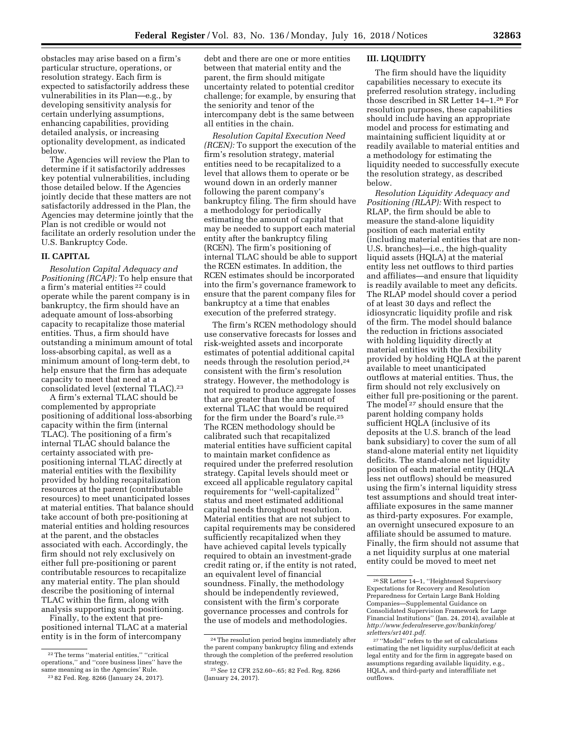obstacles may arise based on a firm's particular structure, operations, or resolution strategy. Each firm is expected to satisfactorily address these vulnerabilities in its Plan—e.g., by developing sensitivity analysis for certain underlying assumptions, enhancing capabilities, providing detailed analysis, or increasing optionality development, as indicated below.

The Agencies will review the Plan to determine if it satisfactorily addresses key potential vulnerabilities, including those detailed below. If the Agencies jointly decide that these matters are not satisfactorily addressed in the Plan, the Agencies may determine jointly that the Plan is not credible or would not facilitate an orderly resolution under the U.S. Bankruptcy Code.

## II. CAPITAL

*Resolution Capital Adequacy and Positioning (RCAP):* To help ensure that a firm's material entities [22] could operate while the parent company is in bankruptcy, the firm should have an adequate amount of loss-absorbing capacity to recapitalize those material entities. Thus, a firm should have outstanding a minimum amount of total loss-absorbing capital, as well as a minimum amount of long-term debt, to help ensure that the firm has adequate capacity to meet that need at a consolidated level (external TLAC).[23]

A firm's external TLAC should be complemented by appropriate positioning of additional loss-absorbing capacity within the firm (internal TLAC). The positioning of a firm's internal TLAC should balance the certainty associated with pre-positioning internal TLAC directly at material entities with the flexibility provided by holding recapitalization resources at the parent (contributable resources) to meet unanticipated losses at material entities. That balance should take account of both pre-positioning at material entities and holding resources at the parent, and the obstacles associated with each. Accordingly, the firm should not rely exclusively on either full pre-positioning or parent contributable resources to recapitalize any material entity. The plan should describe the positioning of internal TLAC within the firm, along with analysis supporting such positioning.

Finally, to the extent that pre-positioned internal TLAC at a material entity is in the form of intercompany debt and there are one or more entities between that material entity and the parent, the firm should mitigate uncertainty related to potential creditor challenge; for example, by ensuring that the seniority and tenor of the intercompany debt is the same between all entities in the chain.

*Resolution Capital Execution Need (RCEN):* To support the execution of the firm's resolution strategy, material entities need to be recapitalized to a level that allows them to operate or be wound down in an orderly manner following the parent company's bankruptcy filing. The firm should have a methodology for periodically estimating the amount of capital that may be needed to support each material entity after the bankruptcy filing (RCEN). The firm's positioning of internal TLAC should be able to support the RCEN estimates. In addition, the RCEN estimates should be incorporated into the firm's governance framework to ensure that the parent company files for bankruptcy at a time that enables execution of the preferred strategy.

The firm's RCEN methodology should use conservative forecasts for losses and risk-weighted assets and incorporate estimates of potential additional capital needs through the resolution period,[24] consistent with the firm's resolution strategy. However, the methodology is not required to produce aggregate losses that are greater than the amount of external TLAC that would be required for the firm under the Board's rule.[25] The RCEN methodology should be calibrated such that recapitalized material entities have sufficient capital to maintain market confidence as required under the preferred resolution strategy. Capital levels should meet or exceed all applicable regulatory capital requirements for "well-capitalized" status and meet estimated additional capital needs throughout resolution. Material entities that are not subject to capital requirements may be considered sufficiently recapitalized when they have achieved capital levels typically required to obtain an investment-grade credit rating or, if the entity is not rated, an equivalent level of financial soundness. Finally, the methodology should be independently reviewed, consistent with the firm's corporate governance processes and controls for the use of models and methodologies.

## III. LIQUIDITY

The firm should have the liquidity capabilities necessary to execute its preferred resolution strategy, including those described in SR Letter 14–1.[26] For resolution purposes, these capabilities should include having an appropriate model and process for estimating and maintaining sufficient liquidity at or readily available to material entities and a methodology for estimating the liquidity needed to successfully execute the resolution strategy, as described below.

*Resolution Liquidity Adequacy and Positioning (RLAP):* With respect to RLAP, the firm should be able to measure the stand-alone liquidity position of each material entity (including material entities that are non-U.S. branches)—i.e., the high-quality liquid assets (HQLA) at the material entity less net outflows to third parties and affiliates—and ensure that liquidity is readily available to meet any deficits. The RLAP model should cover a period of at least 30 days and reflect the idiosyncratic liquidity profile and risk of the firm. The model should balance the reduction in frictions associated with holding liquidity directly at material entities with the flexibility provided by holding HQLA at the parent available to meet unanticipated outflows at material entities. Thus, the firm should not rely exclusively on either full pre-positioning or the parent. The model [27] should ensure that the parent holding company holds sufficient HQLA (inclusive of its deposits at the U.S. branch of the lead bank subsidiary) to cover the sum of all stand-alone material entity net liquidity deficits. The stand-alone net liquidity position of each material entity (HQLA less net outflows) should be measured using the firm's internal liquidity stress test assumptions and should treat inter-affiliate exposures in the same manner as third-party exposures. For example, an overnight unsecured exposure to an affiliate should be assumed to mature. Finally, the firm should not assume that a net liquidity surplus at one material entity could be moved to meet net

---

[22] The terms "material entities," "critical operations," and "core business lines" have the same meaning as in the Agencies' Rule.

[23] 82 Fed. Reg. 8266 (January 24, 2017).

[24] The resolution period begins immediately after the parent company bankruptcy filing and extends through the completion of the preferred resolution strategy.

[25] *See* 12 CFR 252.60–.65; 82 Fed. Reg. 8266 (January 24, 2017).

[26] SR Letter 14–1, "Heightened Supervisory Expectations for Recovery and Resolution Preparedness for Certain Large Bank Holding Companies—Supplemental Guidance on Consolidated Supervision Framework for Large Financial Institutions" (Jan. 24, 2014), available at *http://www.federalreserve.gov/bankinforeg/srletters/sr1401.pdf.*

[27] "Model" refers to the set of calculations estimating the net liquidity surplus/deficit at each legal entity and for the firm in aggregate based on assumptions regarding available liquidity, e.g., HQLA, and third-party and interaffiliate net outflows.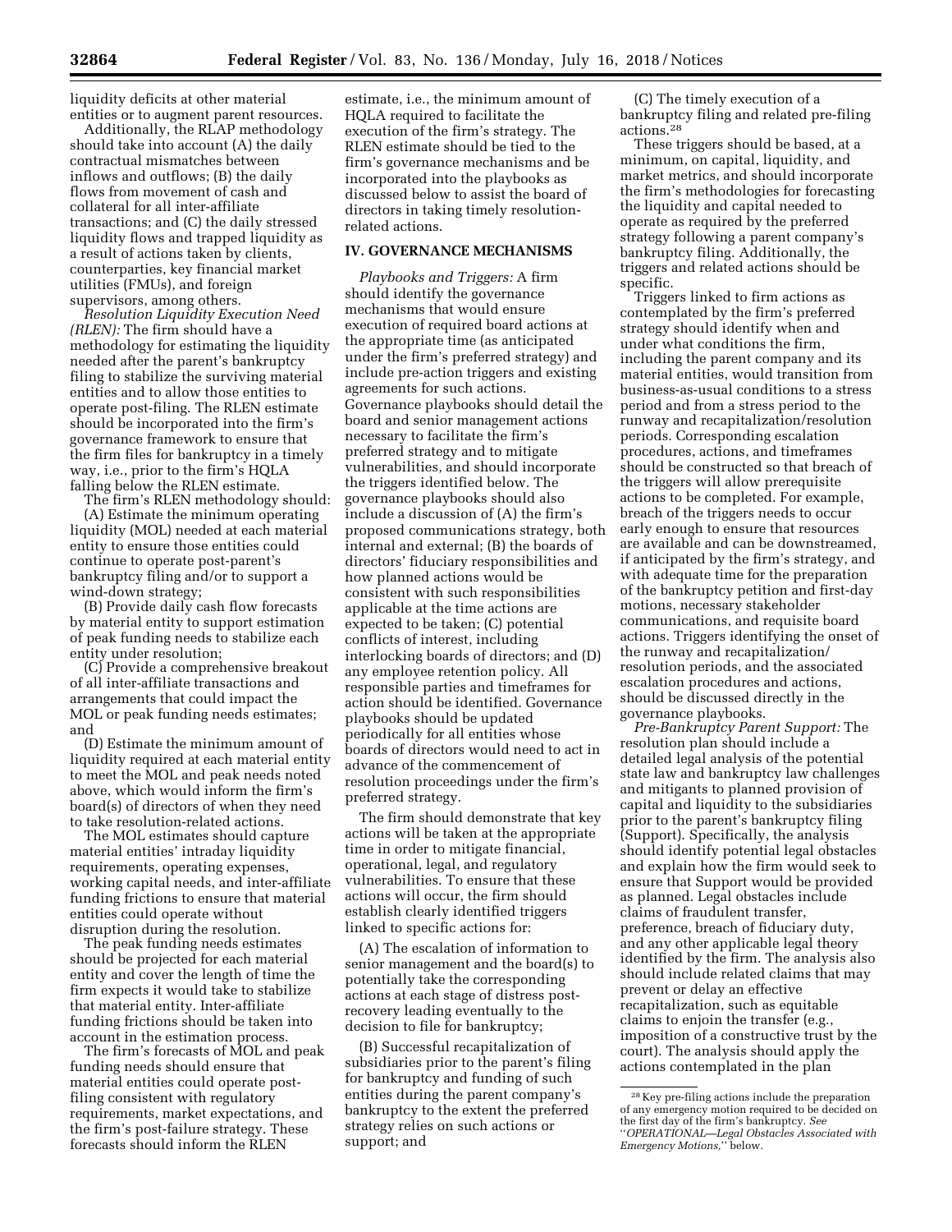liquidity deficits at other material entities or to augment parent resources.

Additionally, the RLAP methodology should take into account (A) the daily contractual mismatches between inflows and outflows; (B) the daily flows from movement of cash and collateral for all inter-affiliate transactions; and (C) the daily stressed liquidity flows and trapped liquidity as a result of actions taken by clients, counterparties, key financial market utilities (FMUs), and foreign supervisors, among others.

*Resolution Liquidity Execution Need (RLEN):* The firm should have a methodology for estimating the liquidity needed after the parent's bankruptcy filing to stabilize the surviving material entities and to allow those entities to operate post-filing. The RLEN estimate should be incorporated into the firm's governance framework to ensure that the firm files for bankruptcy in a timely way, i.e., prior to the firm's HQLA falling below the RLEN estimate.

The firm's RLEN methodology should:

(A) Estimate the minimum operating liquidity (MOL) needed at each material entity to ensure those entities could continue to operate post-parent's bankruptcy filing and/or to support a wind-down strategy;

(B) Provide daily cash flow forecasts by material entity to support estimation of peak funding needs to stabilize each entity under resolution;

(C) Provide a comprehensive breakout of all inter-affiliate transactions and arrangements that could impact the MOL or peak funding needs estimates; and

(D) Estimate the minimum amount of liquidity required at each material entity to meet the MOL and peak needs noted above, which would inform the firm's board(s) of directors of when they need to take resolution-related actions.

The MOL estimates should capture material entities' intraday liquidity requirements, operating expenses, working capital needs, and inter-affiliate funding frictions to ensure that material entities could operate without disruption during the resolution.

The peak funding needs estimates should be projected for each material entity and cover the length of time the firm expects it would take to stabilize that material entity. Inter-affiliate funding frictions should be taken into account in the estimation process.

The firm's forecasts of MOL and peak funding needs should ensure that material entities could operate post-filing consistent with regulatory requirements, market expectations, and the firm's post-failure strategy. These forecasts should inform the RLEN estimate, i.e., the minimum amount of HQLA required to facilitate the execution of the firm's strategy. The RLEN estimate should be tied to the firm's governance mechanisms and be incorporated into the playbooks as discussed below to assist the board of directors in taking timely resolution-related actions.

## IV. GOVERNANCE MECHANISMS

*Playbooks and Triggers:* A firm should identify the governance mechanisms that would ensure execution of required board actions at the appropriate time (as anticipated under the firm's preferred strategy) and include pre-action triggers and existing agreements for such actions. Governance playbooks should detail the board and senior management actions necessary to facilitate the firm's preferred strategy and to mitigate vulnerabilities, and should incorporate the triggers identified below. The governance playbooks should also include a discussion of (A) the firm's proposed communications strategy, both internal and external; (B) the boards of directors' fiduciary responsibilities and how planned actions would be consistent with such responsibilities applicable at the time actions are expected to be taken; (C) potential conflicts of interest, including interlocking boards of directors; and (D) any employee retention policy. All responsible parties and timeframes for action should be identified. Governance playbooks should be updated periodically for all entities whose boards of directors would need to act in advance of the commencement of resolution proceedings under the firm's preferred strategy.

The firm should demonstrate that key actions will be taken at the appropriate time in order to mitigate financial, operational, legal, and regulatory vulnerabilities. To ensure that these actions will occur, the firm should establish clearly identified triggers linked to specific actions for:

(A) The escalation of information to senior management and the board(s) to potentially take the corresponding actions at each stage of distress post-recovery leading eventually to the decision to file for bankruptcy;

(B) Successful recapitalization of subsidiaries prior to the parent's filing for bankruptcy and funding of such entities during the parent company's bankruptcy to the extent the preferred strategy relies on such actions or support; and

(C) The timely execution of a bankruptcy filing and related pre-filing actions.[28]

These triggers should be based, at a minimum, on capital, liquidity, and market metrics, and should incorporate the firm's methodologies for forecasting the liquidity and capital needed to operate as required by the preferred strategy following a parent company's bankruptcy filing. Additionally, the triggers and related actions should be specific.

Triggers linked to firm actions as contemplated by the firm's preferred strategy should identify when and under what conditions the firm, including the parent company and its material entities, would transition from business-as-usual conditions to a stress period and from a stress period to the runway and recapitalization/resolution periods. Corresponding escalation procedures, actions, and timeframes should be constructed so that breach of the triggers will allow prerequisite actions to be completed. For example, breach of the triggers needs to occur early enough to ensure that resources are available and can be downstreamed, if anticipated by the firm's strategy, and with adequate time for the preparation of the bankruptcy petition and first-day motions, necessary stakeholder communications, and requisite board actions. Triggers identifying the onset of the runway and recapitalization/resolution periods, and the associated escalation procedures and actions, should be discussed directly in the governance playbooks.

*Pre-Bankruptcy Parent Support:* The resolution plan should include a detailed legal analysis of the potential state law and bankruptcy law challenges and mitigants to planned provision of capital and liquidity to the subsidiaries prior to the parent's bankruptcy filing (Support). Specifically, the analysis should identify potential legal obstacles and explain how the firm would seek to ensure that Support would be provided as planned. Legal obstacles include claims of fraudulent transfer, preference, breach of fiduciary duty, and any other applicable legal theory identified by the firm. The analysis also should include related claims that may prevent or delay an effective recapitalization, such as equitable claims to enjoin the transfer (e.g., imposition of a constructive trust by the court). The analysis should apply the actions contemplated in the plan

[28] Key pre-filing actions include the preparation of any emergency motion required to be decided on the first day of the firm's bankruptcy. *See* ''*OPERATIONAL—Legal Obstacles Associated with Emergency Motions,*'' below.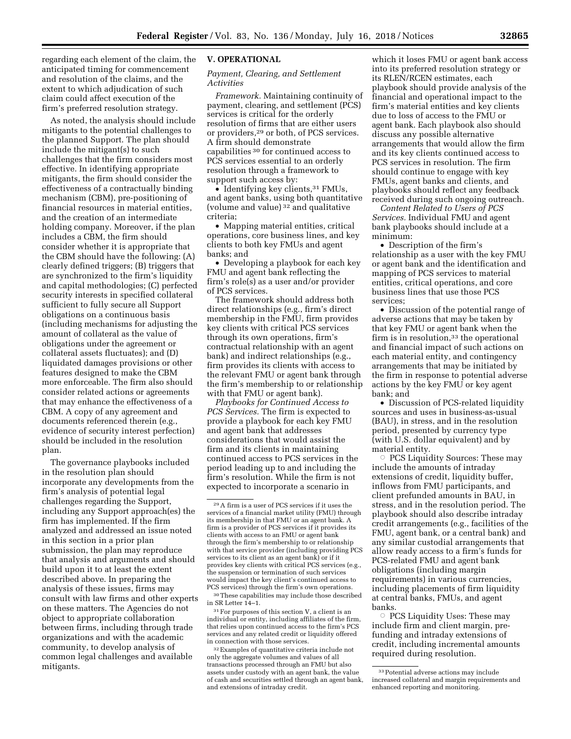regarding each element of the claim, the anticipated timing for commencement and resolution of the claims, and the extent to which adjudication of such claim could affect execution of the firm's preferred resolution strategy.

As noted, the analysis should include mitigants to the potential challenges to the planned Support. The plan should include the mitigant(s) to such challenges that the firm considers most effective. In identifying appropriate mitigants, the firm should consider the effectiveness of a contractually binding mechanism (CBM), pre-positioning of financial resources in material entities, and the creation of an intermediate holding company. Moreover, if the plan includes a CBM, the firm should consider whether it is appropriate that the CBM should have the following: (A) clearly defined triggers; (B) triggers that are synchronized to the firm's liquidity and capital methodologies; (C) perfected security interests in specified collateral sufficient to fully secure all Support obligations on a continuous basis (including mechanisms for adjusting the amount of collateral as the value of obligations under the agreement or collateral assets fluctuates); and (D) liquidated damages provisions or other features designed to make the CBM more enforceable. The firm also should consider related actions or agreements that may enhance the effectiveness of a CBM. A copy of any agreement and documents referenced therein (e.g., evidence of security interest perfection) should be included in the resolution plan.

The governance playbooks included in the resolution plan should incorporate any developments from the firm's analysis of potential legal challenges regarding the Support, including any Support approach(es) the firm has implemented. If the firm analyzed and addressed an issue noted in this section in a prior plan submission, the plan may reproduce that analysis and arguments and should build upon it to at least the extent described above. In preparing the analysis of these issues, firms may consult with law firms and other experts on these matters. The Agencies do not object to appropriate collaboration between firms, including through trade organizations and with the academic community, to develop analysis of common legal challenges and available mitigants.

## V. OPERATIONAL

### *Payment, Clearing, and Settlement Activities*

*Framework.* Maintaining continuity of payment, clearing, and settlement (PCS) services is critical for the orderly resolution of firms that are either users or providers,[29] or both, of PCS services. A firm should demonstrate capabilities [30] for continued access to PCS services essential to an orderly resolution through a framework to support such access by:

- Identifying key clients,[31] FMUs, and agent banks, using both quantitative (volume and value) [32] and qualitative criteria;
- Mapping material entities, critical operations, core business lines, and key clients to both key FMUs and agent banks; and
- Developing a playbook for each key FMU and agent bank reflecting the firm's role(s) as a user and/or provider of PCS services.

The framework should address both direct relationships (e.g., firm's direct membership in the FMU, firm provides key clients with critical PCS services through its own operations, firm's contractual relationship with an agent bank) and indirect relationships (e.g., firm provides its clients with access to the relevant FMU or agent bank through the firm's membership to or relationship with that FMU or agent bank).

*Playbooks for Continued Access to PCS Services.* The firm is expected to provide a playbook for each key FMU and agent bank that addresses considerations that would assist the firm and its clients in maintaining continued access to PCS services in the period leading up to and including the firm's resolution. While the firm is not expected to incorporate a scenario in which it loses FMU or agent bank access into its preferred resolution strategy or its RLEN/RCEN estimates, each playbook should provide analysis of the financial and operational impact to the firm's material entities and key clients due to loss of access to the FMU or agent bank. Each playbook also should discuss any possible alternative arrangements that would allow the firm and its key clients continued access to PCS services in resolution. The firm should continue to engage with key FMUs, agent banks and clients, and playbooks should reflect any feedback received during such ongoing outreach.

*Content Related to Users of PCS Services.* Individual FMU and agent bank playbooks should include at a minimum:

- Description of the firm's relationship as a user with the key FMU or agent bank and the identification and mapping of PCS services to material entities, critical operations, and core business lines that use those PCS services;
- Discussion of the potential range of adverse actions that may be taken by that key FMU or agent bank when the firm is in resolution,[33] the operational and financial impact of such actions on each material entity, and contingency arrangements that may be initiated by the firm in response to potential adverse actions by the key FMU or key agent bank; and
- Discussion of PCS-related liquidity sources and uses in business-as-usual (BAU), in stress, and in the resolution period, presented by currency type (with U.S. dollar equivalent) and by material entity.
  - PCS Liquidity Sources: These may include the amounts of intraday extensions of credit, liquidity buffer, inflows from FMU participants, and client prefunded amounts in BAU, in stress, and in the resolution period. The playbook should also describe intraday credit arrangements (e.g., facilities of the FMU, agent bank, or a central bank) and any similar custodial arrangements that allow ready access to a firm's funds for PCS-related FMU and agent bank obligations (including margin requirements) in various currencies, including placements of firm liquidity at central banks, FMUs, and agent banks.
  - PCS Liquidity Uses: These may include firm and client margin, pre-funding and intraday extensions of credit, including incremental amounts required during resolution.

---

[29] A firm is a user of PCS services if it uses the services of a financial market utility (FMU) through its membership in that FMU or an agent bank. A firm is a provider of PCS services if it provides its clients with access to an FMU or agent bank through the firm's membership to or relationship with that service provider (including providing PCS services to its client as an agent bank) or if it provides key clients with critical PCS services (e.g., the suspension or termination of such services would impact the key client's continued access to PCS services) through the firm's own operations.

[30] These capabilities may include those described in SR Letter 14–1.

[31] For purposes of this section V, a client is an individual or entity, including affiliates of the firm, that relies upon continued access to the firm's PCS services and any related credit or liquidity offered in connection with those services.

[32] Examples of quantitative criteria include not only the aggregate volumes and values of all transactions processed through an FMU but also assets under custody with an agent bank, the value of cash and securities settled through an agent bank, and extensions of intraday credit.

[33] Potential adverse actions may include increased collateral and margin requirements and enhanced reporting and monitoring.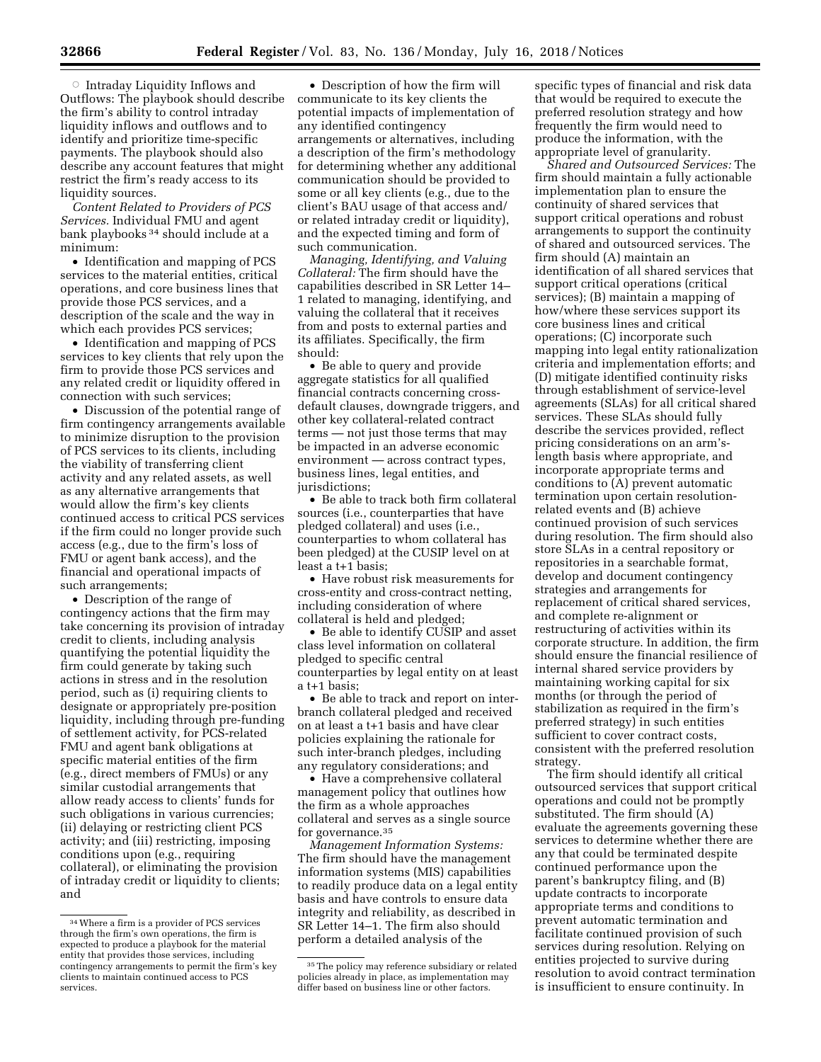◦ Intraday Liquidity Inflows and Outflows: The playbook should describe the firm's ability to control intraday liquidity inflows and outflows and to identify and prioritize time-specific payments. The playbook should also describe any account features that might restrict the firm's ready access to its liquidity sources.

*Content Related to Providers of PCS Services.* Individual FMU and agent bank playbooks [34] should include at a minimum:

• Identification and mapping of PCS services to the material entities, critical operations, and core business lines that provide those PCS services, and a description of the scale and the way in which each provides PCS services;

• Identification and mapping of PCS services to key clients that rely upon the firm to provide those PCS services and any related credit or liquidity offered in connection with such services;

• Discussion of the potential range of firm contingency arrangements available to minimize disruption to the provision of PCS services to its clients, including the viability of transferring client activity and any related assets, as well as any alternative arrangements that would allow the firm's key clients continued access to critical PCS services if the firm could no longer provide such access (e.g., due to the firm's loss of FMU or agent bank access), and the financial and operational impacts of such arrangements;

• Description of the range of contingency actions that the firm may take concerning its provision of intraday credit to clients, including analysis quantifying the potential liquidity the firm could generate by taking such actions in stress and in the resolution period, such as (i) requiring clients to designate or appropriately pre-position liquidity, including through pre-funding of settlement activity, for PCS-related FMU and agent bank obligations at specific material entities of the firm (e.g., direct members of FMUs) or any similar custodial arrangements that allow ready access to clients' funds for such obligations in various currencies; (ii) delaying or restricting client PCS activity; and (iii) restricting, imposing conditions upon (e.g., requiring collateral), or eliminating the provision of intraday credit or liquidity to clients; and

• Description of how the firm will communicate to its key clients the potential impacts of implementation of any identified contingency arrangements or alternatives, including a description of the firm's methodology for determining whether any additional communication should be provided to some or all key clients (e.g., due to the client's BAU usage of that access and/or related intraday credit or liquidity), and the expected timing and form of such communication.

*Managing, Identifying, and Valuing Collateral:* The firm should have the capabilities described in SR Letter 14–1 related to managing, identifying, and valuing the collateral that it receives from and posts to external parties and its affiliates. Specifically, the firm should:

• Be able to query and provide aggregate statistics for all qualified financial contracts concerning cross-default clauses, downgrade triggers, and other key collateral-related contract terms — not just those terms that may be impacted in an adverse economic environment — across contract types, business lines, legal entities, and jurisdictions;

• Be able to track both firm collateral sources (i.e., counterparties that have pledged collateral) and uses (i.e., counterparties to whom collateral has been pledged) at the CUSIP level on at least a t+1 basis;

• Have robust risk measurements for cross-entity and cross-contract netting, including consideration of where collateral is held and pledged;

• Be able to identify CUSIP and asset class level information on collateral pledged to specific central counterparties by legal entity on at least a t+1 basis;

• Be able to track and report on inter-branch collateral pledged and received on at least a t+1 basis and have clear policies explaining the rationale for such inter-branch pledges, including any regulatory considerations; and

• Have a comprehensive collateral management policy that outlines how the firm as a whole approaches collateral and serves as a single source for governance.[35]

*Management Information Systems:* The firm should have the management information systems (MIS) capabilities to readily produce data on a legal entity basis and have controls to ensure data integrity and reliability, as described in SR Letter 14–1. The firm also should perform a detailed analysis of the specific types of financial and risk data that would be required to execute the preferred resolution strategy and how frequently the firm would need to produce the information, with the appropriate level of granularity.

*Shared and Outsourced Services:* The firm should maintain a fully actionable implementation plan to ensure the continuity of shared services that support critical operations and robust arrangements to support the continuity of shared and outsourced services. The firm should (A) maintain an identification of all shared services that support critical operations (critical services); (B) maintain a mapping of how/where these services support its core business lines and critical operations; (C) incorporate such mapping into legal entity rationalization criteria and implementation efforts; and (D) mitigate identified continuity risks through establishment of service-level agreements (SLAs) for all critical shared services. These SLAs should fully describe the services provided, reflect pricing considerations on an arm's-length basis where appropriate, and incorporate appropriate terms and conditions to (A) prevent automatic termination upon certain resolution-related events and (B) achieve continued provision of such services during resolution. The firm should also store SLAs in a central repository or repositories in a searchable format, develop and document contingency strategies and arrangements for replacement of critical shared services, and complete re-alignment or restructuring of activities within its corporate structure. In addition, the firm should ensure the financial resilience of internal shared service providers by maintaining working capital for six months (or through the period of stabilization as required in the firm's preferred strategy) in such entities sufficient to cover contract costs, consistent with the preferred resolution strategy.

The firm should identify all critical outsourced services that support critical operations and could not be promptly substituted. The firm should (A) evaluate the agreements governing these services to determine whether there are any that could be terminated despite continued performance upon the parent's bankruptcy filing, and (B) update contracts to incorporate appropriate terms and conditions to prevent automatic termination and facilitate continued provision of such services during resolution. Relying on entities projected to survive during resolution to avoid contract termination is insufficient to ensure continuity. In

---

[34] Where a firm is a provider of PCS services through the firm's own operations, the firm is expected to produce a playbook for the material entity that provides those services, including contingency arrangements to permit the firm's key clients to maintain continued access to PCS services.

[35] The policy may reference subsidiary or related policies already in place, as implementation may differ based on business line or other factors.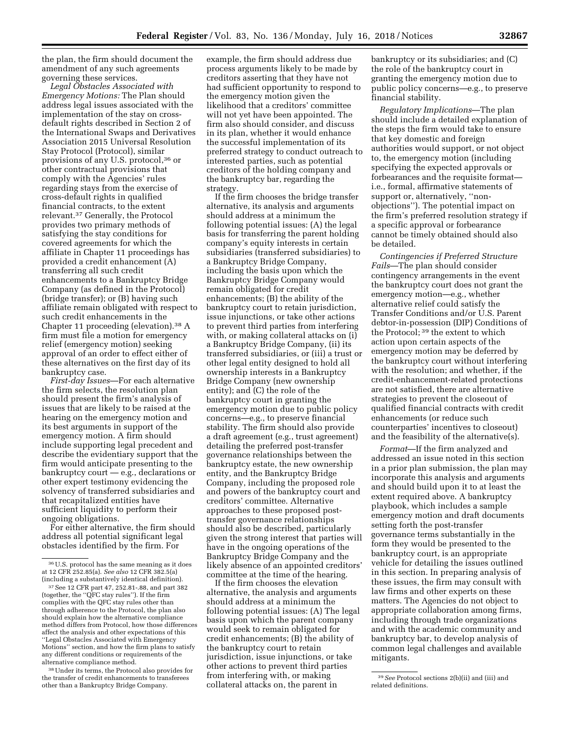the plan, the firm should document the amendment of any such agreements governing these services.

*Legal Obstacles Associated with Emergency Motions:* The Plan should address legal issues associated with the implementation of the stay on cross-default rights described in Section 2 of the International Swaps and Derivatives Association 2015 Universal Resolution Stay Protocol (Protocol), similar provisions of any U.S. protocol,[36] or other contractual provisions that comply with the Agencies' rules regarding stays from the exercise of cross-default rights in qualified financial contracts, to the extent relevant.[37] Generally, the Protocol provides two primary methods of satisfying the stay conditions for covered agreements for which the affiliate in Chapter 11 proceedings has provided a credit enhancement (A) transferring all such credit enhancements to a Bankruptcy Bridge Company (as defined in the Protocol) (bridge transfer); or (B) having such affiliate remain obligated with respect to such credit enhancements in the Chapter 11 proceeding (elevation).[38] A firm must file a motion for emergency relief (emergency motion) seeking approval of an order to effect either of these alternatives on the first day of its bankruptcy case.

*First-day Issues*—For each alternative the firm selects, the resolution plan should present the firm's analysis of issues that are likely to be raised at the hearing on the emergency motion and its best arguments in support of the emergency motion. A firm should include supporting legal precedent and describe the evidentiary support that the firm would anticipate presenting to the bankruptcy court — e.g., declarations or other expert testimony evidencing the solvency of transferred subsidiaries and that recapitalized entities have sufficient liquidity to perform their ongoing obligations.

For either alternative, the firm should address all potential significant legal obstacles identified by the firm. For example, the firm should address due process arguments likely to be made by creditors asserting that they have not had sufficient opportunity to respond to the emergency motion given the likelihood that a creditors' committee will not yet have been appointed. The firm also should consider, and discuss in its plan, whether it would enhance the successful implementation of its preferred strategy to conduct outreach to interested parties, such as potential creditors of the holding company and the bankruptcy bar, regarding the strategy.

If the firm chooses the bridge transfer alternative, its analysis and arguments should address at a minimum the following potential issues: (A) the legal basis for transferring the parent holding company's equity interests in certain subsidiaries (transferred subsidiaries) to a Bankruptcy Bridge Company, including the basis upon which the Bankruptcy Bridge Company would remain obligated for credit enhancements; (B) the ability of the bankruptcy court to retain jurisdiction, issue injunctions, or take other actions to prevent third parties from interfering with, or making collateral attacks on (i) a Bankruptcy Bridge Company, (ii) its transferred subsidiaries, or (iii) a trust or other legal entity designed to hold all ownership interests in a Bankruptcy Bridge Company (new ownership entity); and (C) the role of the bankruptcy court in granting the emergency motion due to public policy concerns—e.g., to preserve financial stability. The firm should also provide a draft agreement (e.g., trust agreement) detailing the preferred post-transfer governance relationships between the bankruptcy estate, the new ownership entity, and the Bankruptcy Bridge Company, including the proposed role and powers of the bankruptcy court and creditors' committee. Alternative approaches to these proposed post-transfer governance relationships should also be described, particularly given the strong interest that parties will have in the ongoing operations of the Bankruptcy Bridge Company and the likely absence of an appointed creditors' committee at the time of the hearing.

If the firm chooses the elevation alternative, the analysis and arguments should address at a minimum the following potential issues: (A) The legal basis upon which the parent company would seek to remain obligated for credit enhancements; (B) the ability of the bankruptcy court to retain jurisdiction, issue injunctions, or take other actions to prevent third parties from interfering with, or making collateral attacks on, the parent in bankruptcy or its subsidiaries; and (C) the role of the bankruptcy court in granting the emergency motion due to public policy concerns—e.g., to preserve financial stability.

*Regulatory Implications*—The plan should include a detailed explanation of the steps the firm would take to ensure that key domestic and foreign authorities would support, or not object to, the emergency motion (including specifying the expected approvals or forbearances and the requisite format—i.e., formal, affirmative statements of support or, alternatively, ''non-objections''). The potential impact on the firm's preferred resolution strategy if a specific approval or forbearance cannot be timely obtained should also be detailed.

*Contingencies if Preferred Structure Fails*—The plan should consider contingency arrangements in the event the bankruptcy court does not grant the emergency motion—e.g., whether alternative relief could satisfy the Transfer Conditions and/or U.S. Parent debtor-in-possession (DIP) Conditions of the Protocol;[39] the extent to which action upon certain aspects of the emergency motion may be deferred by the bankruptcy court without interfering with the resolution; and whether, if the credit-enhancement-related protections are not satisfied, there are alternative strategies to prevent the closeout of qualified financial contracts with credit enhancements (or reduce such counterparties' incentives to closeout) and the feasibility of the alternative(s).

*Format*—If the firm analyzed and addressed an issue noted in this section in a prior plan submission, the plan may incorporate this analysis and arguments and should build upon it to at least the extent required above. A bankruptcy playbook, which includes a sample emergency motion and draft documents setting forth the post-transfer governance terms substantially in the form they would be presented to the bankruptcy court, is an appropriate vehicle for detailing the issues outlined in this section. In preparing analysis of these issues, the firm may consult with law firms and other experts on these matters. The Agencies do not object to appropriate collaboration among firms, including through trade organizations and with the academic community and bankruptcy bar, to develop analysis of common legal challenges and available mitigants.

---

[36] U.S. protocol has the same meaning as it does at 12 CFR 252.85(a). *See also* 12 CFR 382.5(a) (including a substantively identical definition).

[37] See 12 CFR part 47, 252.81-.88, and part 382 (together, the ''QFC stay rules''). If the firm complies with the QFC stay rules other than through adherence to the Protocol, the plan also should explain how the alternative compliance method differs from Protocol, how those differences affect the analysis and other expectations of this ''Legal Obstacles Associated with Emergency Motions'' section, and how the firm plans to satisfy any different conditions or requirements of the alternative compliance method.

[38] Under its terms, the Protocol also provides for the transfer of credit enhancements to transferees other than a Bankruptcy Bridge Company.

[39] *See* Protocol sections 2(b)(ii) and (iii) and related definitions.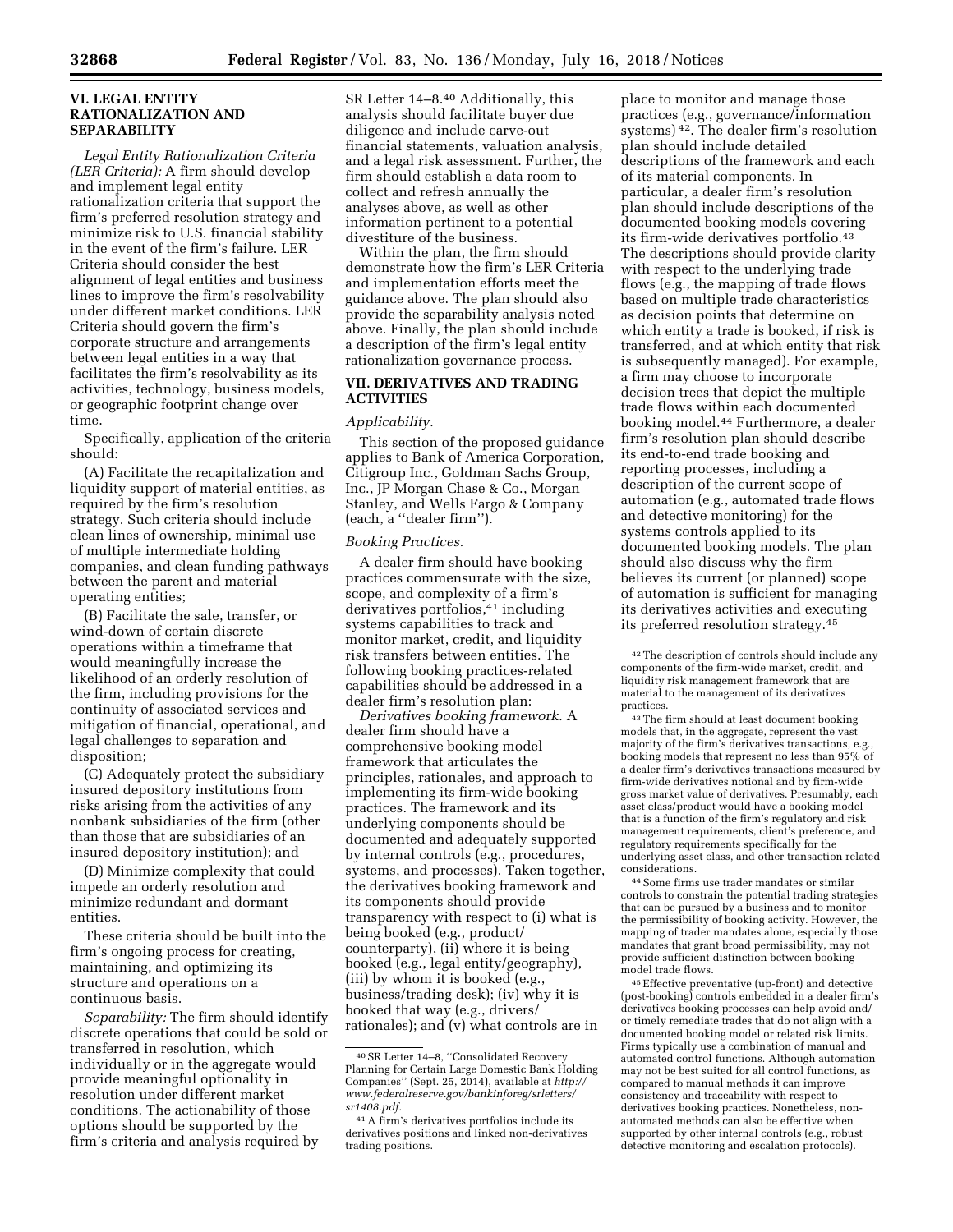## VI. LEGAL ENTITY RATIONALIZATION AND SEPARABILITY

*Legal Entity Rationalization Criteria (LER Criteria):* A firm should develop and implement legal entity rationalization criteria that support the firm's preferred resolution strategy and minimize risk to U.S. financial stability in the event of the firm's failure. LER Criteria should consider the best alignment of legal entities and business lines to improve the firm's resolvability under different market conditions. LER Criteria should govern the firm's corporate structure and arrangements between legal entities in a way that facilitates the firm's resolvability as its activities, technology, business models, or geographic footprint change over time.

Specifically, application of the criteria should:

(A) Facilitate the recapitalization and liquidity support of material entities, as required by the firm's resolution strategy. Such criteria should include clean lines of ownership, minimal use of multiple intermediate holding companies, and clean funding pathways between the parent and material operating entities;

(B) Facilitate the sale, transfer, or wind-down of certain discrete operations within a timeframe that would meaningfully increase the likelihood of an orderly resolution of the firm, including provisions for the continuity of associated services and mitigation of financial, operational, and legal challenges to separation and disposition;

(C) Adequately protect the subsidiary insured depository institutions from risks arising from the activities of any nonbank subsidiaries of the firm (other than those that are subsidiaries of an insured depository institution); and

(D) Minimize complexity that could impede an orderly resolution and minimize redundant and dormant entities.

These criteria should be built into the firm's ongoing process for creating, maintaining, and optimizing its structure and operations on a continuous basis.

*Separability:* The firm should identify discrete operations that could be sold or transferred in resolution, which individually or in the aggregate would provide meaningful optionality in resolution under different market conditions. The actionability of those options should be supported by the firm's criteria and analysis required by SR Letter 14–8.[40] Additionally, this analysis should facilitate buyer due diligence and include carve-out financial statements, valuation analysis, and a legal risk assessment. Further, the firm should establish a data room to collect and refresh annually the analyses above, as well as other information pertinent to a potential divestiture of the business.

Within the plan, the firm should demonstrate how the firm's LER Criteria and implementation efforts meet the guidance above. The plan should also provide the separability analysis noted above. Finally, the plan should include a description of the firm's legal entity rationalization governance process.

## VII. DERIVATIVES AND TRADING ACTIVITIES

*Applicability.*

This section of the proposed guidance applies to Bank of America Corporation, Citigroup Inc., Goldman Sachs Group, Inc., JP Morgan Chase & Co., Morgan Stanley, and Wells Fargo & Company (each, a ''dealer firm'').

*Booking Practices.*

A dealer firm should have booking practices commensurate with the size, scope, and complexity of a firm's derivatives portfolios,[41] including systems capabilities to track and monitor market, credit, and liquidity risk transfers between entities. The following booking practices-related capabilities should be addressed in a dealer firm's resolution plan:

*Derivatives booking framework.* A dealer firm should have a comprehensive booking model framework that articulates the principles, rationales, and approach to implementing its firm-wide booking practices. The framework and its underlying components should be documented and adequately supported by internal controls (e.g., procedures, systems, and processes). Taken together, the derivatives booking framework and its components should provide transparency with respect to (i) what is being booked (e.g., product/counterparty), (ii) where it is being booked (e.g., legal entity/geography), (iii) by whom it is booked (e.g., business/trading desk); (iv) why it is booked that way (e.g., drivers/rationales); and (v) what controls are in place to monitor and manage those practices (e.g., governance/information systems)[42]. The dealer firm's resolution plan should include detailed descriptions of the framework and each of its material components. In particular, a dealer firm's resolution plan should include descriptions of the documented booking models covering its firm-wide derivatives portfolio.[43] The descriptions should provide clarity with respect to the underlying trade flows (e.g., the mapping of trade flows based on multiple trade characteristics as decision points that determine on which entity a trade is booked, if risk is transferred, and at which entity that risk is subsequently managed). For example, a firm may choose to incorporate decision trees that depict the multiple trade flows within each documented booking model.[44] Furthermore, a dealer firm's resolution plan should describe its end-to-end trade booking and reporting processes, including a description of the current scope of automation (e.g., automated trade flows and detective monitoring) for the systems controls applied to its documented booking models. The plan should also discuss why the firm believes its current (or planned) scope of automation is sufficient for managing its derivatives activities and executing its preferred resolution strategy.[45]

---

[40] SR Letter 14–8, ''Consolidated Recovery Planning for Certain Large Domestic Bank Holding Companies'' (Sept. 25, 2014), available at *http://www.federalreserve.gov/bankinforeg/srletters/sr1408.pdf.*

[41] A firm's derivatives portfolios include its derivatives positions and linked non-derivatives trading positions.

[42] The description of controls should include any components of the firm-wide market, credit, and liquidity risk management framework that are material to the management of its derivatives practices.

[43] The firm should at least document booking models that, in the aggregate, represent the vast majority of the firm's derivatives transactions, e.g., booking models that represent no less than 95% of a dealer firm's derivatives transactions measured by firm-wide derivatives notional and by firm-wide gross market value of derivatives. Presumably, each asset class/product would have a booking model that is a function of the firm's regulatory and risk management requirements, client's preference, and regulatory requirements specifically for the underlying asset class, and other transaction related considerations.

[44] Some firms use trader mandates or similar controls to constrain the potential trading strategies that can be pursued by a business and to monitor the permissibility of booking activity. However, the mapping of trader mandates alone, especially those mandates that grant broad permissibility, may not provide sufficient distinction between booking model trade flows.

[45] Effective preventative (up-front) and detective (post-booking) controls embedded in a dealer firm's derivatives booking processes can help avoid and/or timely remediate trades that do not align with a documented booking model or related risk limits. Firms typically use a combination of manual and automated control functions. Although automation may not be best suited for all control functions, as compared to manual methods it can improve consistency and traceability with respect to derivatives booking practices. Nonetheless, non-automated methods can also be effective when supported by other internal controls (e.g., robust detective monitoring and escalation protocols).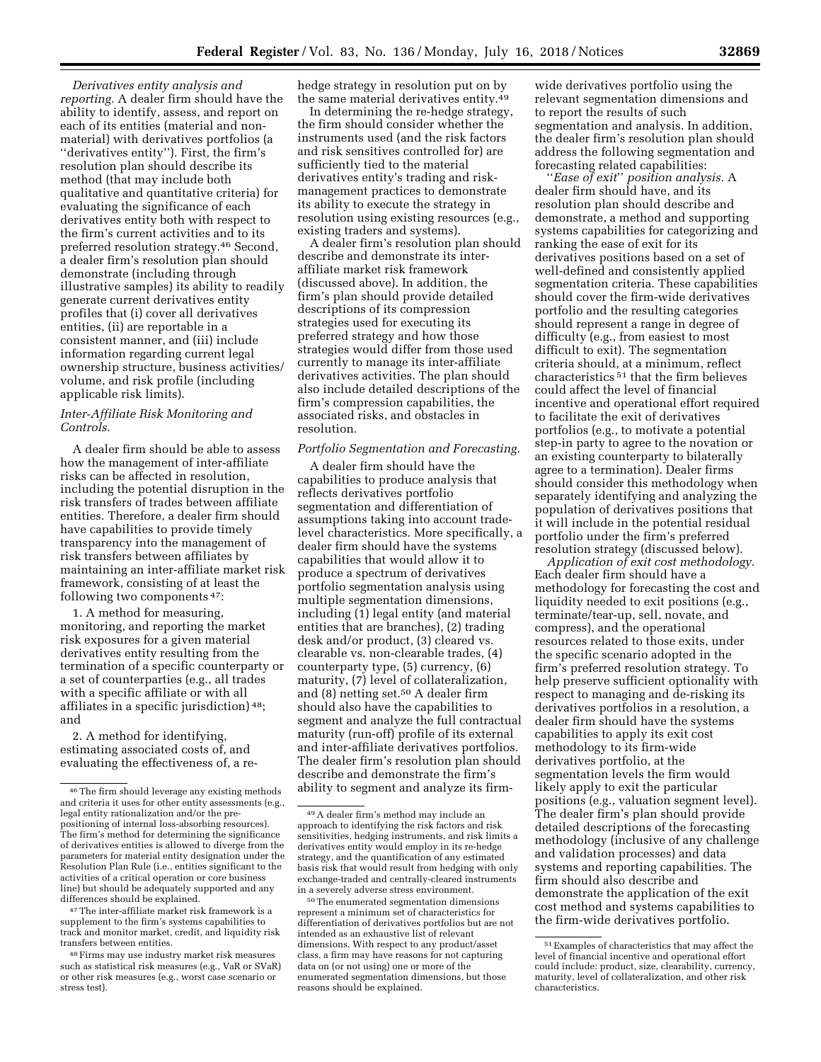*Derivatives entity analysis and reporting.* A dealer firm should have the ability to identify, assess, and report on each of its entities (material and non-material) with derivatives portfolios (a ''derivatives entity''). First, the firm's resolution plan should describe its method (that may include both qualitative and quantitative criteria) for evaluating the significance of each derivatives entity both with respect to the firm's current activities and to its preferred resolution strategy.[46] Second, a dealer firm's resolution plan should demonstrate (including through illustrative samples) its ability to readily generate current derivatives entity profiles that (i) cover all derivatives entities, (ii) are reportable in a consistent manner, and (iii) include information regarding current legal ownership structure, business activities/volume, and risk profile (including applicable risk limits).

*Inter-Affiliate Risk Monitoring and Controls.*

A dealer firm should be able to assess how the management of inter-affiliate risks can be affected in resolution, including the potential disruption in the risk transfers of trades between affiliate entities. Therefore, a dealer firm should have capabilities to provide timely transparency into the management of risk transfers between affiliates by maintaining an inter-affiliate market risk framework, consisting of at least the following two components[47]:

1. A method for measuring, monitoring, and reporting the market risk exposures for a given material derivatives entity resulting from the termination of a specific counterparty or a set of counterparties (e.g., all trades with a specific affiliate or with all affiliates in a specific jurisdiction)[48]; and

2. A method for identifying, estimating associated costs of, and evaluating the effectiveness of, a re-hedge strategy in resolution put on by the same material derivatives entity.[49]

In determining the re-hedge strategy, the firm should consider whether the instruments used (and the risk factors and risk sensitives controlled for) are sufficiently tied to the material derivatives entity's trading and risk-management practices to demonstrate its ability to execute the strategy in resolution using existing resources (e.g., existing traders and systems).

A dealer firm's resolution plan should describe and demonstrate its inter-affiliate market risk framework (discussed above). In addition, the firm's plan should provide detailed descriptions of its compression strategies used for executing its preferred strategy and how those strategies would differ from those used currently to manage its inter-affiliate derivatives activities. The plan should also include detailed descriptions of the firm's compression capabilities, the associated risks, and obstacles in resolution.

*Portfolio Segmentation and Forecasting.*

A dealer firm should have the capabilities to produce analysis that reflects derivatives portfolio segmentation and differentiation of assumptions taking into account trade-level characteristics. More specifically, a dealer firm should have the systems capabilities that would allow it to produce a spectrum of derivatives portfolio segmentation analysis using multiple segmentation dimensions, including (1) legal entity (and material entities that are branches), (2) trading desk and/or product, (3) cleared vs. clearable vs. non-clearable trades, (4) counterparty type, (5) currency, (6) maturity, (7) level of collateralization, and (8) netting set.[50] A dealer firm should also have the capabilities to segment and analyze the full contractual maturity (run-off) profile of its external and inter-affiliate derivatives portfolios. The dealer firm's resolution plan should describe and demonstrate the firm's ability to segment and analyze its firm-wide derivatives portfolio using the relevant segmentation dimensions and to report the results of such segmentation and analysis. In addition, the dealer firm's resolution plan should address the following segmentation and forecasting related capabilities:

*''Ease of exit'' position analysis.* A dealer firm should have, and its resolution plan should describe and demonstrate, a method and supporting systems capabilities for categorizing and ranking the ease of exit for its derivatives positions based on a set of well-defined and consistently applied segmentation criteria. These capabilities should cover the firm-wide derivatives portfolio and the resulting categories should represent a range in degree of difficulty (e.g., from easiest to most difficult to exit). The segmentation criteria should, at a minimum, reflect characteristics[51] that the firm believes could affect the level of financial incentive and operational effort required to facilitate the exit of derivatives portfolios (e.g., to motivate a potential step-in party to agree to the novation or an existing counterparty to bilaterally agree to a termination). Dealer firms should consider this methodology when separately identifying and analyzing the population of derivatives positions that it will include in the potential residual portfolio under the firm's preferred resolution strategy (discussed below).

*Application of exit cost methodology.* Each dealer firm should have a methodology for forecasting the cost and liquidity needed to exit positions (e.g., terminate/tear-up, sell, novate, and compress), and the operational resources related to those exits, under the specific scenario adopted in the firm's preferred resolution strategy. To help preserve sufficient optionality with respect to managing and de-risking its derivatives portfolios in a resolution, a dealer firm should have the systems capabilities to apply its exit cost methodology to its firm-wide derivatives portfolio, at the segmentation levels the firm would likely apply to exit the particular positions (e.g., valuation segment level). The dealer firm's plan should provide detailed descriptions of the forecasting methodology (inclusive of any challenge and validation processes) and data systems and reporting capabilities. The firm should also describe and demonstrate the application of the exit cost method and systems capabilities to the firm-wide derivatives portfolio.

---

[46] The firm should leverage any existing methods and criteria it uses for other entity assessments (e.g., legal entity rationalization and/or the pre-positioning of internal loss-absorbing resources). The firm's method for determining the significance of derivatives entities is allowed to diverge from the parameters for material entity designation under the Resolution Plan Rule (i.e., entities significant to the activities of a critical operation or core business line) but should be adequately supported and any differences should be explained.

[47] The inter-affiliate market risk framework is a supplement to the firm's systems capabilities to track and monitor market, credit, and liquidity risk transfers between entities.

[48] Firms may use industry market risk measures such as statistical risk measures (e.g., VaR or SVaR) or other risk measures (e.g., worst case scenario or stress test).

[49] A dealer firm's method may include an approach to identifying the risk factors and risk sensitivities, hedging instruments, and risk limits a derivatives entity would employ in its re-hedge strategy, and the quantification of any estimated basis risk that would result from hedging with only exchange-traded and centrally-cleared instruments in a severely adverse stress environment.

[50] The enumerated segmentation dimensions represent a minimum set of characteristics for differentiation of derivatives portfolios but are not intended as an exhaustive list of relevant dimensions. With respect to any product/asset class, a firm may have reasons for not capturing data on (or not using) one or more of the enumerated segmentation dimensions, but those reasons should be explained.

[51] Examples of characteristics that may affect the level of financial incentive and operational effort could include: product, size, clearability, currency, maturity, level of collateralization, and other risk characteristics.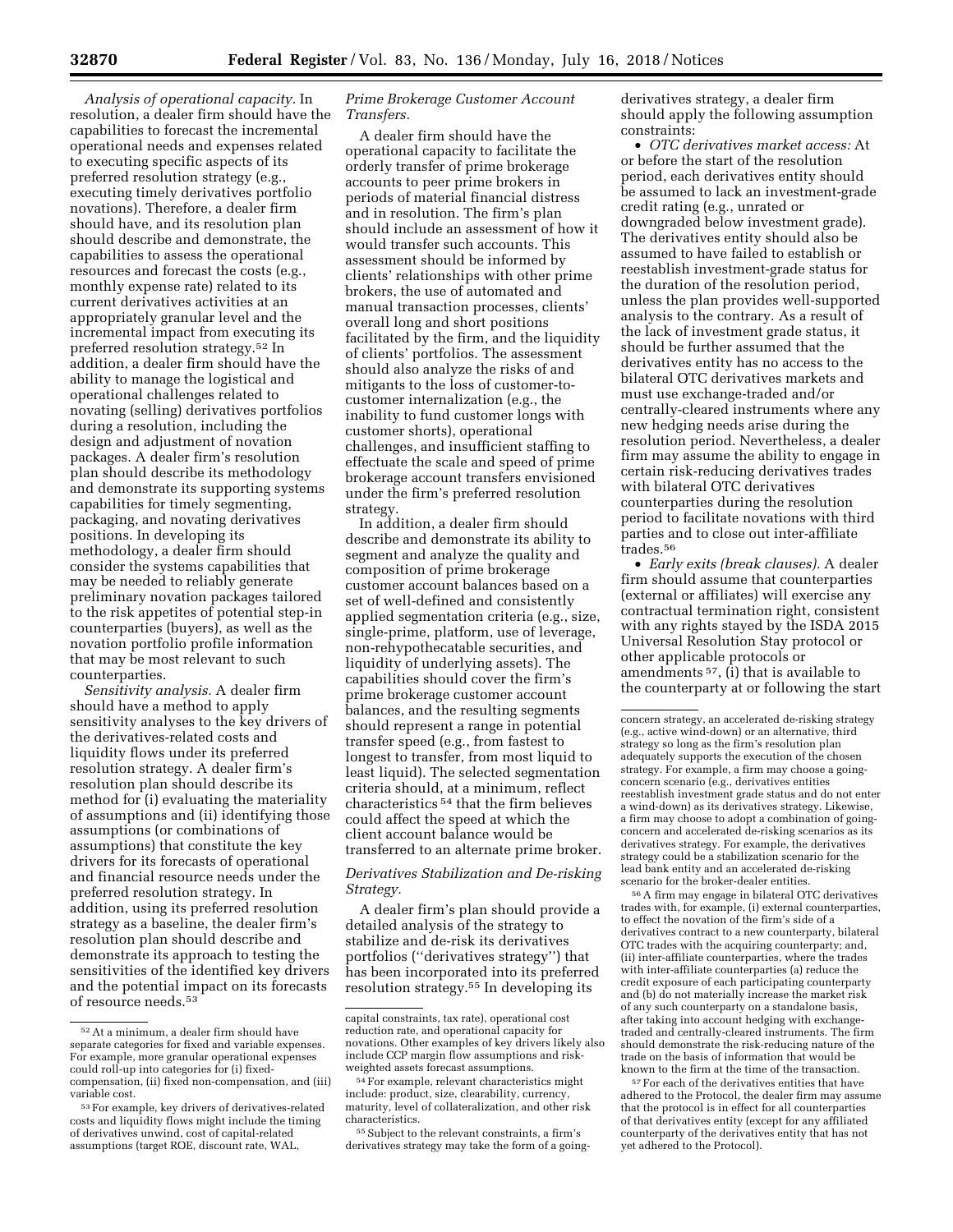*Analysis of operational capacity.* In resolution, a dealer firm should have the capabilities to forecast the incremental operational needs and expenses related to executing specific aspects of its preferred resolution strategy (e.g., executing timely derivatives portfolio novations). Therefore, a dealer firm should have, and its resolution plan should describe and demonstrate, the capabilities to assess the operational resources and forecast the costs (e.g., monthly expense rate) related to its current derivatives activities at an appropriately granular level and the incremental impact from executing its preferred resolution strategy.[52] In addition, a dealer firm should have the ability to manage the logistical and operational challenges related to novating (selling) derivatives portfolios during a resolution, including the design and adjustment of novation packages. A dealer firm's resolution plan should describe its methodology and demonstrate its supporting systems capabilities for timely segmenting, packaging, and novating derivatives positions. In developing its methodology, a dealer firm should consider the systems capabilities that may be needed to reliably generate preliminary novation packages tailored to the risk appetites of potential step-in counterparties (buyers), as well as the novation portfolio profile information that may be most relevant to such counterparties.

*Sensitivity analysis.* A dealer firm should have a method to apply sensitivity analyses to the key drivers of the derivatives-related costs and liquidity flows under its preferred resolution strategy. A dealer firm's resolution plan should describe its method for (i) evaluating the materiality of assumptions and (ii) identifying those assumptions (or combinations of assumptions) that constitute the key drivers for its forecasts of operational and financial resource needs under the preferred resolution strategy. In addition, using its preferred resolution strategy as a baseline, the dealer firm's resolution plan should describe and demonstrate its approach to testing the sensitivities of the identified key drivers and the potential impact on its forecasts of resource needs.[53]

*Prime Brokerage Customer Account Transfers.*

A dealer firm should have the operational capacity to facilitate the orderly transfer of prime brokerage accounts to peer prime brokers in periods of material financial distress and in resolution. The firm's plan should include an assessment of how it would transfer such accounts. This assessment should be informed by clients' relationships with other prime brokers, the use of automated and manual transaction processes, clients' overall long and short positions facilitated by the firm, and the liquidity of clients' portfolios. The assessment should also analyze the risks of and mitigants to the loss of customer-to-customer internalization (e.g., the inability to fund customer longs with customer shorts), operational challenges, and insufficient staffing to effectuate the scale and speed of prime brokerage account transfers envisioned under the firm's preferred resolution strategy.

In addition, a dealer firm should describe and demonstrate its ability to segment and analyze the quality and composition of prime brokerage customer account balances based on a set of well-defined and consistently applied segmentation criteria (e.g., size, single-prime, platform, use of leverage, non-rehypothecatable securities, and liquidity of underlying assets). The capabilities should cover the firm's prime brokerage customer account balances, and the resulting segments should represent a range in potential transfer speed (e.g., from fastest to longest to transfer, from most liquid to least liquid). The selected segmentation criteria should, at a minimum, reflect characteristics[54] that the firm believes could affect the speed at which the client account balance would be transferred to an alternate prime broker.

*Derivatives Stabilization and De-risking Strategy.*

A dealer firm's plan should provide a detailed analysis of the strategy to stabilize and de-risk its derivatives portfolios ("derivatives strategy") that has been incorporated into its preferred resolution strategy.[55] In developing its derivatives strategy, a dealer firm should apply the following assumption constraints:

- *OTC derivatives market access:* At or before the start of the resolution period, each derivatives entity should be assumed to lack an investment-grade credit rating (e.g., unrated or downgraded below investment grade). The derivatives entity should also be assumed to have failed to establish or reestablish investment-grade status for the duration of the resolution period, unless the plan provides well-supported analysis to the contrary. As a result of the lack of investment grade status, it should be further assumed that the derivatives entity has no access to the bilateral OTC derivatives markets and must use exchange-traded and/or centrally-cleared instruments where any new hedging needs arise during the resolution period. Nevertheless, a dealer firm may assume the ability to engage in certain risk-reducing derivatives trades with bilateral OTC derivatives counterparties during the resolution period to facilitate novations with third parties and to close out inter-affiliate trades.[56]
- *Early exits (break clauses).* A dealer firm should assume that counterparties (external or affiliates) will exercise any contractual termination right, consistent with any rights stayed by the ISDA 2015 Universal Resolution Stay protocol or other applicable protocols or amendments[57], (i) that is available to the counterparty at or following the start

---

[52] At a minimum, a dealer firm should have separate categories for fixed and variable expenses. For example, more granular operational expenses could roll-up into categories for (i) fixed-compensation, (ii) fixed non-compensation, and (iii) variable cost.

[53] For example, key drivers of derivatives-related costs and liquidity flows might include the timing of derivatives unwind, cost of capital-related assumptions (target ROE, discount rate, WAL, capital constraints, tax rate), operational cost reduction rate, and operational capacity for novations. Other examples of key drivers likely also include CCP margin flow assumptions and risk-weighted assets forecast assumptions.

[54] For example, relevant characteristics might include: product, size, clearability, currency, maturity, level of collateralization, and other risk characteristics.

[55] Subject to the relevant constraints, a firm's derivatives strategy may take the form of a going-concern strategy, an accelerated de-risking strategy (e.g., active wind-down) or an alternative, third strategy so long as the firm's resolution plan adequately supports the execution of the chosen strategy. For example, a firm may choose a going-concern scenario (e.g., derivatives entities reestablish investment grade status and do not enter a wind-down) as its derivatives strategy. Likewise, a firm may choose to adopt a combination of going-concern and accelerated de-risking scenarios as its derivatives strategy. For example, the derivatives strategy could be a stabilization scenario for the lead bank entity and an accelerated de-risking scenario for the broker-dealer entities.

[56] A firm may engage in bilateral OTC derivatives trades with, for example, (i) external counterparties, to effect the novation of the firm's side of a derivatives contract to a new counterparty, bilateral OTC trades with the acquiring counterparty; and, (ii) inter-affiliate counterparties, where the trades with inter-affiliate counterparties (a) reduce the credit exposure of each participating counterparty and (b) do not materially increase the market risk of any such counterparty on a standalone basis, after taking into account hedging with exchange-traded and centrally-cleared instruments. The firm should demonstrate the risk-reducing nature of the trade on the basis of information that would be known to the firm at the time of the transaction.

[57] For each of the derivatives entities that have adhered to the Protocol, the dealer firm may assume that the protocol is in effect for all counterparties of that derivatives entity (except for any affiliated counterparty of the derivatives entity that has not yet adhered to the Protocol).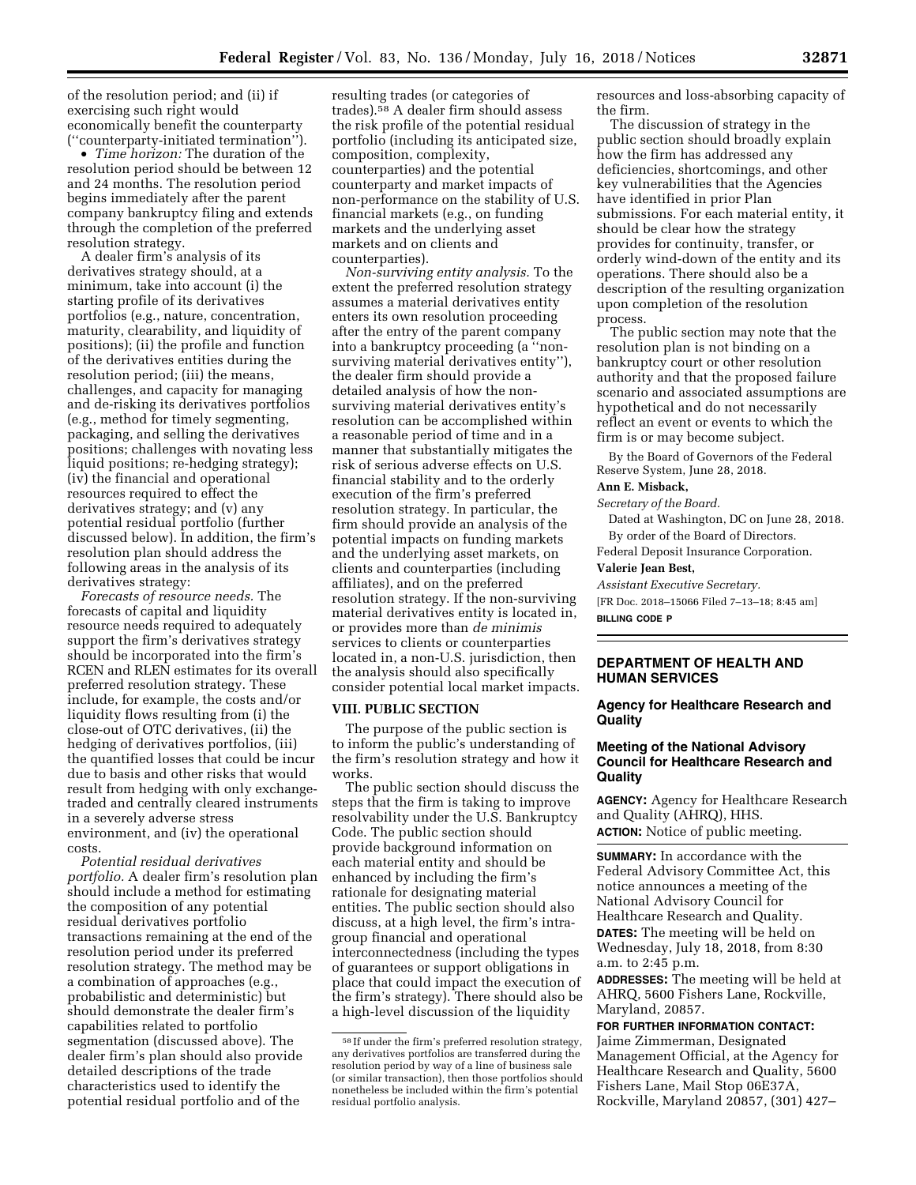of the resolution period; and (ii) if exercising such right would economically benefit the counterparty (''counterparty-initiated termination'').

- *Time horizon:* The duration of the resolution period should be between 12 and 24 months. The resolution period begins immediately after the parent company bankruptcy filing and extends through the completion of the preferred resolution strategy.

A dealer firm's analysis of its derivatives strategy should, at a minimum, take into account (i) the starting profile of its derivatives portfolios (e.g., nature, concentration, maturity, clearability, and liquidity of positions); (ii) the profile and function of the derivatives entities during the resolution period; (iii) the means, challenges, and capacity for managing and de-risking its derivatives portfolios (e.g., method for timely segmenting, packaging, and selling the derivatives positions; challenges with novating less liquid positions; re-hedging strategy); (iv) the financial and operational resources required to effect the derivatives strategy; and (v) any potential residual portfolio (further discussed below). In addition, the firm's resolution plan should address the following areas in the analysis of its derivatives strategy:

*Forecasts of resource needs.* The forecasts of capital and liquidity resource needs required to adequately support the firm's derivatives strategy should be incorporated into the firm's RCEN and RLEN estimates for its overall preferred resolution strategy. These include, for example, the costs and/or liquidity flows resulting from (i) the close-out of OTC derivatives, (ii) the hedging of derivatives portfolios, (iii) the quantified losses that could be incur due to basis and other risks that would result from hedging with only exchange-traded and centrally cleared instruments in a severely adverse stress environment, and (iv) the operational costs.

*Potential residual derivatives portfolio.* A dealer firm's resolution plan should include a method for estimating the composition of any potential residual derivatives portfolio transactions remaining at the end of the resolution period under its preferred resolution strategy. The method may be a combination of approaches (e.g., probabilistic and deterministic) but should demonstrate the dealer firm's capabilities related to portfolio segmentation (discussed above). The dealer firm's plan should also provide detailed descriptions of the trade characteristics used to identify the potential residual portfolio and of the resulting trades (or categories of trades).[58] A dealer firm should assess the risk profile of the potential residual portfolio (including its anticipated size, composition, complexity, counterparties) and the potential counterparty and market impacts of non-performance on the stability of U.S. financial markets (e.g., on funding markets and the underlying asset markets and on clients and counterparties).

*Non-surviving entity analysis.* To the extent the preferred resolution strategy assumes a material derivatives entity enters its own resolution proceeding after the entry of the parent company into a bankruptcy proceeding (a ''non-surviving material derivatives entity''), the dealer firm should provide a detailed analysis of how the non-surviving material derivatives entity's resolution can be accomplished within a reasonable period of time and in a manner that substantially mitigates the risk of serious adverse effects on U.S. financial stability and to the orderly execution of the firm's preferred resolution strategy. In particular, the firm should provide an analysis of the potential impacts on funding markets and the underlying asset markets, on clients and counterparties (including affiliates), and on the preferred resolution strategy. If the non-surviving material derivatives entity is located in, or provides more than *de minimis* services to clients or counterparties located in, a non-U.S. jurisdiction, then the analysis should also specifically consider potential local market impacts.

## VIII. PUBLIC SECTION

The purpose of the public section is to inform the public's understanding of the firm's resolution strategy and how it works.

The public section should discuss the steps that the firm is taking to improve resolvability under the U.S. Bankruptcy Code. The public section should provide background information on each material entity and should be enhanced by including the firm's rationale for designating material entities. The public section should also discuss, at a high level, the firm's intra-group financial and operational interconnectedness (including the types of guarantees or support obligations in place that could impact the execution of the firm's strategy). There should also be a high-level discussion of the liquidity resources and loss-absorbing capacity of the firm.

The discussion of strategy in the public section should broadly explain how the firm has addressed any deficiencies, shortcomings, and other key vulnerabilities that the Agencies have identified in prior Plan submissions. For each material entity, it should be clear how the strategy provides for continuity, transfer, or orderly wind-down of the entity and its operations. There should also be a description of the resulting organization upon completion of the resolution process.

The public section may note that the resolution plan is not binding on a bankruptcy court or other resolution authority and that the proposed failure scenario and associated assumptions are hypothetical and do not necessarily reflect an event or events to which the firm is or may become subject.

By the Board of Governors of the Federal Reserve System, June 28, 2018.

**Ann E. Misback,**

*Secretary of the Board.*

Dated at Washington, DC on June 28, 2018.

By order of the Board of Directors.

Federal Deposit Insurance Corporation.

**Valerie Jean Best,**

*Assistant Executive Secretary.*

[FR Doc. 2018–15066 Filed 7–13–18; 8:45 am]

**BILLING CODE P**

[58] If under the firm's preferred resolution strategy, any derivatives portfolios are transferred during the resolution period by way of a line of business sale (or similar transaction), then those portfolios should nonetheless be included within the firm's potential residual portfolio analysis.

---

# DEPARTMENT OF HEALTH AND HUMAN SERVICES

## Agency for Healthcare Research and Quality

## Meeting of the National Advisory Council for Healthcare Research and Quality

**AGENCY:** Agency for Healthcare Research and Quality (AHRQ), HHS.

**ACTION:** Notice of public meeting.

**SUMMARY:** In accordance with the Federal Advisory Committee Act, this notice announces a meeting of the National Advisory Council for Healthcare Research and Quality.

**DATES:** The meeting will be held on Wednesday, July 18, 2018, from 8:30 a.m. to 2:45 p.m.

**ADDRESSES:** The meeting will be held at AHRQ, 5600 Fishers Lane, Rockville, Maryland, 20857.

**FOR FURTHER INFORMATION CONTACT:** Jaime Zimmerman, Designated Management Official, at the Agency for Healthcare Research and Quality, 5600 Fishers Lane, Mail Stop 06E37A, Rockville, Maryland 20857, (301) 427–